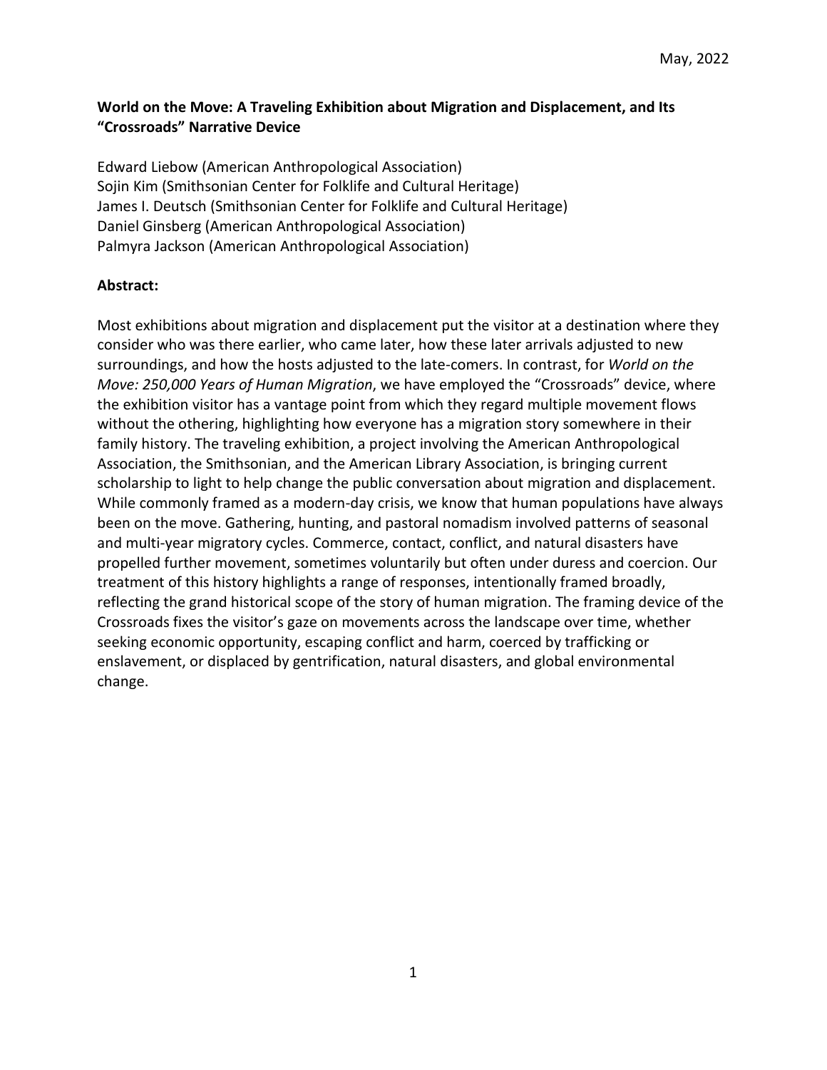May, 2022

# World on the Move: A Traveling Exhibition about Migration and Displacement, and Its "Crossroads" Narrative Device

Edward Liebow (American Anthropological Association)
Sojin Kim (Smithsonian Center for Folklife and Cultural Heritage)
James I. Deutsch (Smithsonian Center for Folklife and Cultural Heritage)
Daniel Ginsberg (American Anthropological Association)
Palmyra Jackson (American Anthropological Association)

## Abstract:

Most exhibitions about migration and displacement put the visitor at a destination where they consider who was there earlier, who came later, how these later arrivals adjusted to new surroundings, and how the hosts adjusted to the late-comers. In contrast, for *World on the Move: 250,000 Years of Human Migration*, we have employed the "Crossroads" device, where the exhibition visitor has a vantage point from which they regard multiple movement flows without the othering, highlighting how everyone has a migration story somewhere in their family history. The traveling exhibition, a project involving the American Anthropological Association, the Smithsonian, and the American Library Association, is bringing current scholarship to light to help change the public conversation about migration and displacement. While commonly framed as a modern-day crisis, we know that human populations have always been on the move. Gathering, hunting, and pastoral nomadism involved patterns of seasonal and multi-year migratory cycles. Commerce, contact, conflict, and natural disasters have propelled further movement, sometimes voluntarily but often under duress and coercion. Our treatment of this history highlights a range of responses, intentionally framed broadly, reflecting the grand historical scope of the story of human migration. The framing device of the Crossroads fixes the visitor's gaze on movements across the landscape over time, whether seeking economic opportunity, escaping conflict and harm, coerced by trafficking or enslavement, or displaced by gentrification, natural disasters, and global environmental change.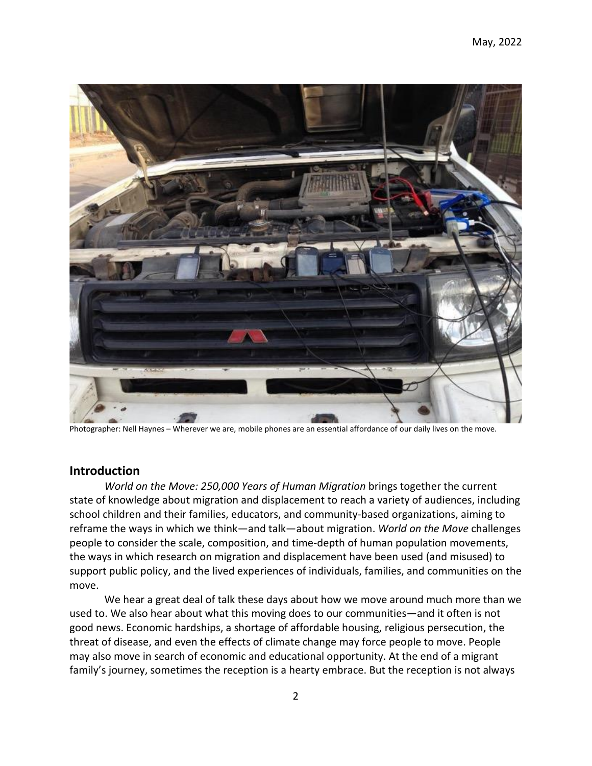Photographer: Nell Haynes – Wherever we are, mobile phones are an essential affordance of our daily lives on the move.

## Introduction

*World on the Move: 250,000 Years of Human Migration* brings together the current state of knowledge about migration and displacement to reach a variety of audiences, including school children and their families, educators, and community-based organizations, aiming to reframe the ways in which we think—and talk—about migration. *World on the Move* challenges people to consider the scale, composition, and time-depth of human population movements, the ways in which research on migration and displacement have been used (and misused) to support public policy, and the lived experiences of individuals, families, and communities on the move.

We hear a great deal of talk these days about how we move around much more than we used to. We also hear about what this moving does to our communities—and it often is not good news. Economic hardships, a shortage of affordable housing, religious persecution, the threat of disease, and even the effects of climate change may force people to move. People may also move in search of economic and educational opportunity. At the end of a migrant family's journey, sometimes the reception is a hearty embrace. But the reception is not always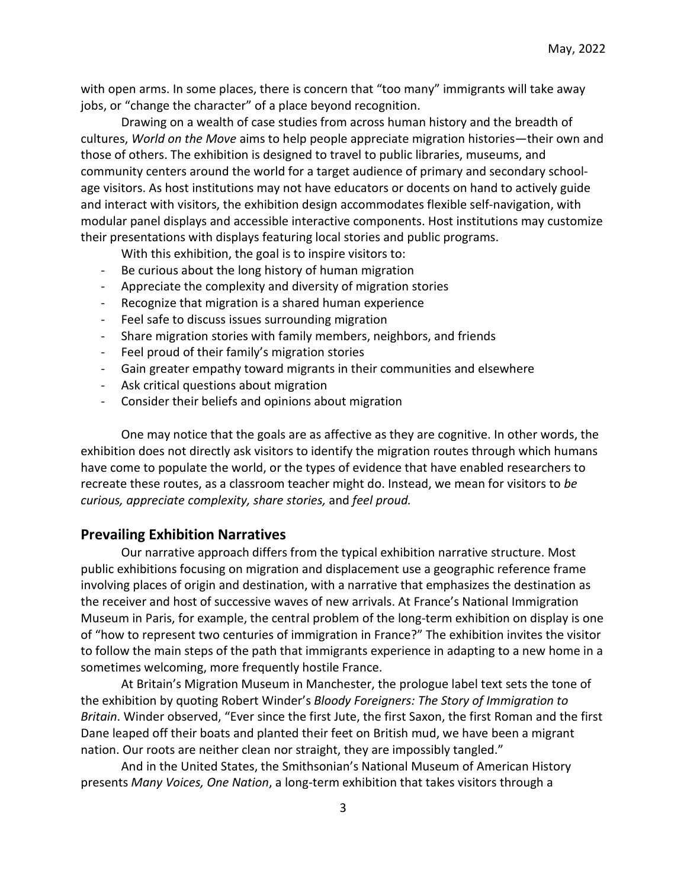with open arms. In some places, there is concern that "too many" immigrants will take away jobs, or "change the character" of a place beyond recognition.

Drawing on a wealth of case studies from across human history and the breadth of cultures, *World on the Move* aims to help people appreciate migration histories—their own and those of others. The exhibition is designed to travel to public libraries, museums, and community centers around the world for a target audience of primary and secondary school-age visitors. As host institutions may not have educators or docents on hand to actively guide and interact with visitors, the exhibition design accommodates flexible self-navigation, with modular panel displays and accessible interactive components. Host institutions may customize their presentations with displays featuring local stories and public programs.

With this exhibition, the goal is to inspire visitors to:

- Be curious about the long history of human migration
- Appreciate the complexity and diversity of migration stories
- Recognize that migration is a shared human experience
- Feel safe to discuss issues surrounding migration
- Share migration stories with family members, neighbors, and friends
- Feel proud of their family's migration stories
- Gain greater empathy toward migrants in their communities and elsewhere
- Ask critical questions about migration
- Consider their beliefs and opinions about migration

One may notice that the goals are as affective as they are cognitive. In other words, the exhibition does not directly ask visitors to identify the migration routes through which humans have come to populate the world, or the types of evidence that have enabled researchers to recreate these routes, as a classroom teacher might do. Instead, we mean for visitors to *be curious, appreciate complexity, share stories,* and *feel proud.*

## Prevailing Exhibition Narratives

Our narrative approach differs from the typical exhibition narrative structure. Most public exhibitions focusing on migration and displacement use a geographic reference frame involving places of origin and destination, with a narrative that emphasizes the destination as the receiver and host of successive waves of new arrivals. At France's National Immigration Museum in Paris, for example, the central problem of the long-term exhibition on display is one of "how to represent two centuries of immigration in France?" The exhibition invites the visitor to follow the main steps of the path that immigrants experience in adapting to a new home in a sometimes welcoming, more frequently hostile France.

At Britain's Migration Museum in Manchester, the prologue label text sets the tone of the exhibition by quoting Robert Winder's *Bloody Foreigners: The Story of Immigration to Britain*. Winder observed, "Ever since the first Jute, the first Saxon, the first Roman and the first Dane leaped off their boats and planted their feet on British mud, we have been a migrant nation. Our roots are neither clean nor straight, they are impossibly tangled."

And in the United States, the Smithsonian's National Museum of American History presents *Many Voices, One Nation*, a long-term exhibition that takes visitors through a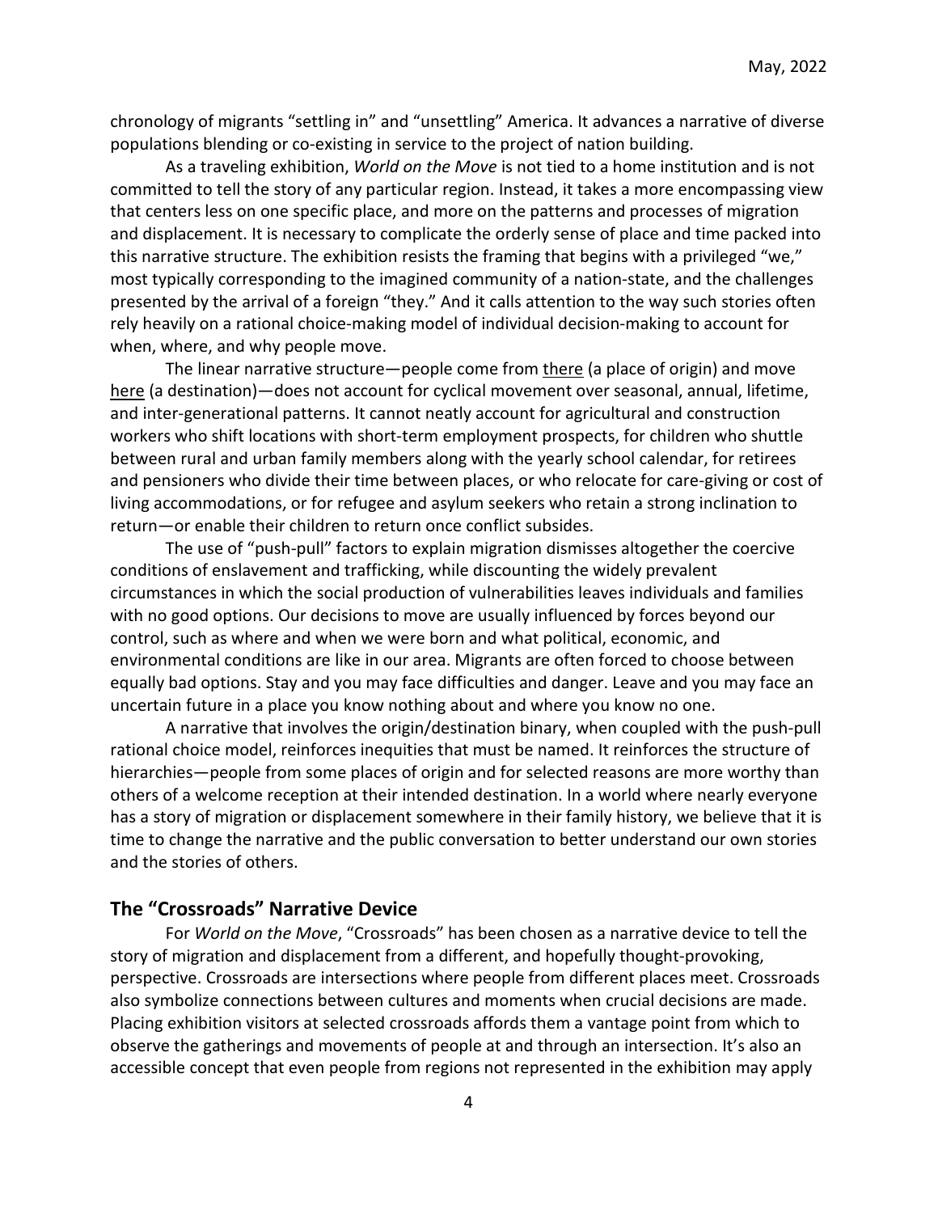chronology of migrants "settling in" and "unsettling" America. It advances a narrative of diverse populations blending or co-existing in service to the project of nation building.

As a traveling exhibition, *World on the Move* is not tied to a home institution and is not committed to tell the story of any particular region. Instead, it takes a more encompassing view that centers less on one specific place, and more on the patterns and processes of migration and displacement. It is necessary to complicate the orderly sense of place and time packed into this narrative structure. The exhibition resists the framing that begins with a privileged "we," most typically corresponding to the imagined community of a nation-state, and the challenges presented by the arrival of a foreign "they." And it calls attention to the way such stories often rely heavily on a rational choice-making model of individual decision-making to account for when, where, and why people move.

The linear narrative structure—people come from there (a place of origin) and move here (a destination)—does not account for cyclical movement over seasonal, annual, lifetime, and inter-generational patterns. It cannot neatly account for agricultural and construction workers who shift locations with short-term employment prospects, for children who shuttle between rural and urban family members along with the yearly school calendar, for retirees and pensioners who divide their time between places, or who relocate for care-giving or cost of living accommodations, or for refugee and asylum seekers who retain a strong inclination to return—or enable their children to return once conflict subsides.

The use of "push-pull" factors to explain migration dismisses altogether the coercive conditions of enslavement and trafficking, while discounting the widely prevalent circumstances in which the social production of vulnerabilities leaves individuals and families with no good options. Our decisions to move are usually influenced by forces beyond our control, such as where and when we were born and what political, economic, and environmental conditions are like in our area. Migrants are often forced to choose between equally bad options. Stay and you may face difficulties and danger. Leave and you may face an uncertain future in a place you know nothing about and where you know no one.

A narrative that involves the origin/destination binary, when coupled with the push-pull rational choice model, reinforces inequities that must be named. It reinforces the structure of hierarchies—people from some places of origin and for selected reasons are more worthy than others of a welcome reception at their intended destination. In a world where nearly everyone has a story of migration or displacement somewhere in their family history, we believe that it is time to change the narrative and the public conversation to better understand our own stories and the stories of others.

## The "Crossroads" Narrative Device

For *World on the Move*, "Crossroads" has been chosen as a narrative device to tell the story of migration and displacement from a different, and hopefully thought-provoking, perspective. Crossroads are intersections where people from different places meet. Crossroads also symbolize connections between cultures and moments when crucial decisions are made. Placing exhibition visitors at selected crossroads affords them a vantage point from which to observe the gatherings and movements of people at and through an intersection. It's also an accessible concept that even people from regions not represented in the exhibition may apply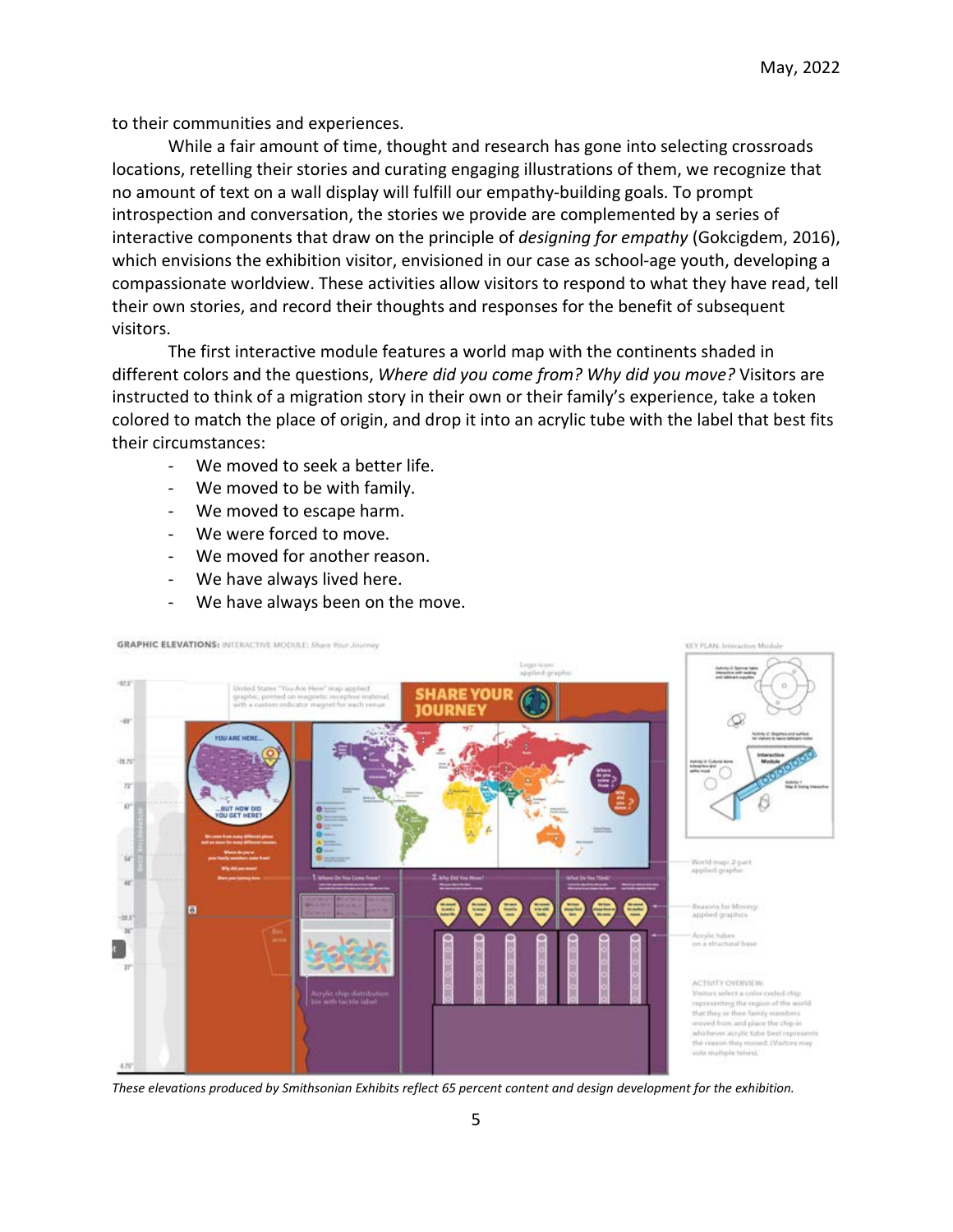to their communities and experiences.

While a fair amount of time, thought and research has gone into selecting crossroads locations, retelling their stories and curating engaging illustrations of them, we recognize that no amount of text on a wall display will fulfill our empathy-building goals. To prompt introspection and conversation, the stories we provide are complemented by a series of interactive components that draw on the principle of *designing for empathy* (Gokcigdem, 2016), which envisions the exhibition visitor, envisioned in our case as school-age youth, developing a compassionate worldview. These activities allow visitors to respond to what they have read, tell their own stories, and record their thoughts and responses for the benefit of subsequent visitors.

The first interactive module features a world map with the continents shaded in different colors and the questions, *Where did you come from? Why did you move?* Visitors are instructed to think of a migration story in their own or their family's experience, take a token colored to match the place of origin, and drop it into an acrylic tube with the label that best fits their circumstances:

- We moved to seek a better life.
- We moved to be with family.
- We moved to escape harm.
- We were forced to move.
- We moved for another reason.
- We have always lived here.
- We have always been on the move.

*These elevations produced by Smithsonian Exhibits reflect 65 percent content and design development for the exhibition.*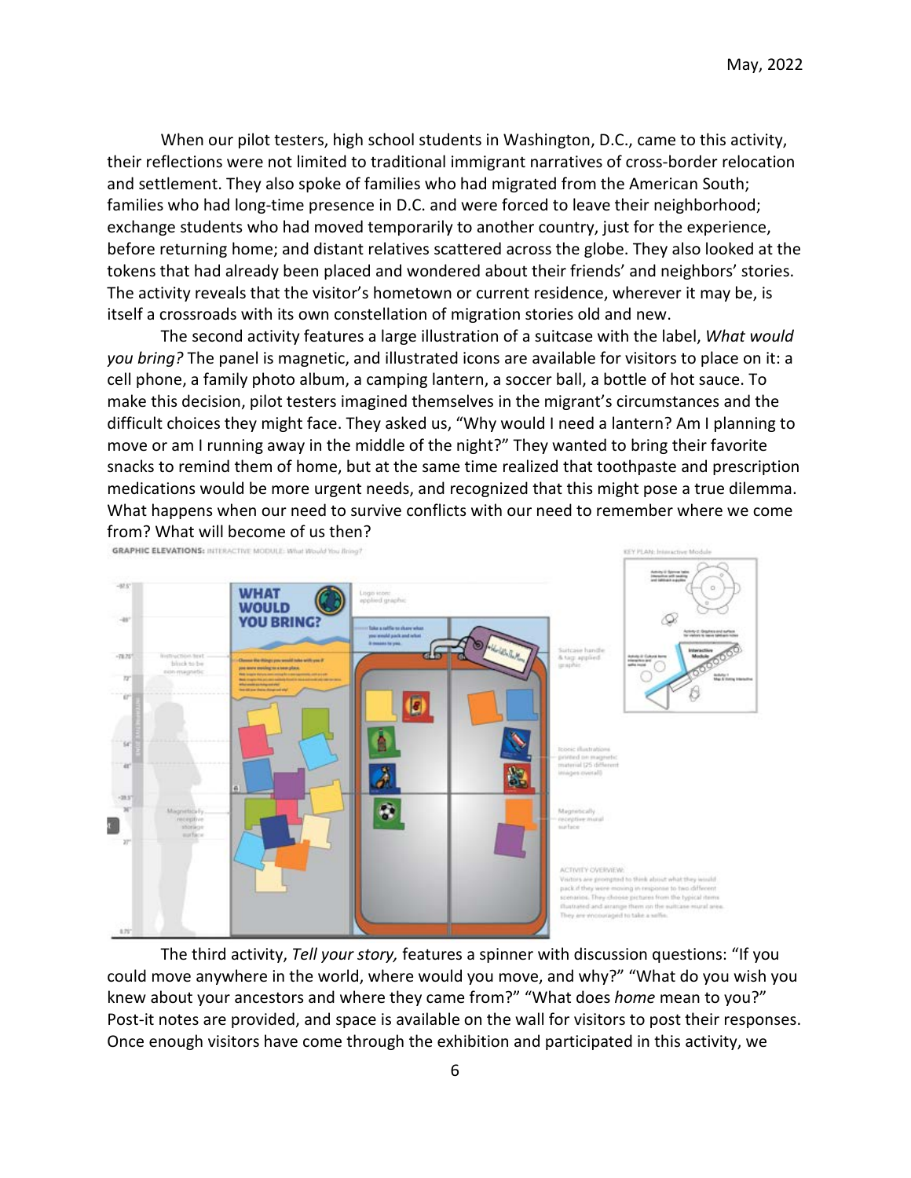When our pilot testers, high school students in Washington, D.C., came to this activity, their reflections were not limited to traditional immigrant narratives of cross-border relocation and settlement. They also spoke of families who had migrated from the American South; families who had long-time presence in D.C. and were forced to leave their neighborhood; exchange students who had moved temporarily to another country, just for the experience, before returning home; and distant relatives scattered across the globe. They also looked at the tokens that had already been placed and wondered about their friends' and neighbors' stories. The activity reveals that the visitor's hometown or current residence, wherever it may be, is itself a crossroads with its own constellation of migration stories old and new.

The second activity features a large illustration of a suitcase with the label, *What would you bring?* The panel is magnetic, and illustrated icons are available for visitors to place on it: a cell phone, a family photo album, a camping lantern, a soccer ball, a bottle of hot sauce. To make this decision, pilot testers imagined themselves in the migrant's circumstances and the difficult choices they might face. They asked us, "Why would I need a lantern? Am I planning to move or am I running away in the middle of the night?" They wanted to bring their favorite snacks to remind them of home, but at the same time realized that toothpaste and prescription medications would be more urgent needs, and recognized that this might pose a true dilemma. What happens when our need to survive conflicts with our need to remember where we come from? What will become of us then?

The third activity, *Tell your story,* features a spinner with discussion questions: "If you could move anywhere in the world, where would you move, and why?" "What do you wish you knew about your ancestors and where they came from?" "What does *home* mean to you?" Post-it notes are provided, and space is available on the wall for visitors to post their responses. Once enough visitors have come through the exhibition and participated in this activity, we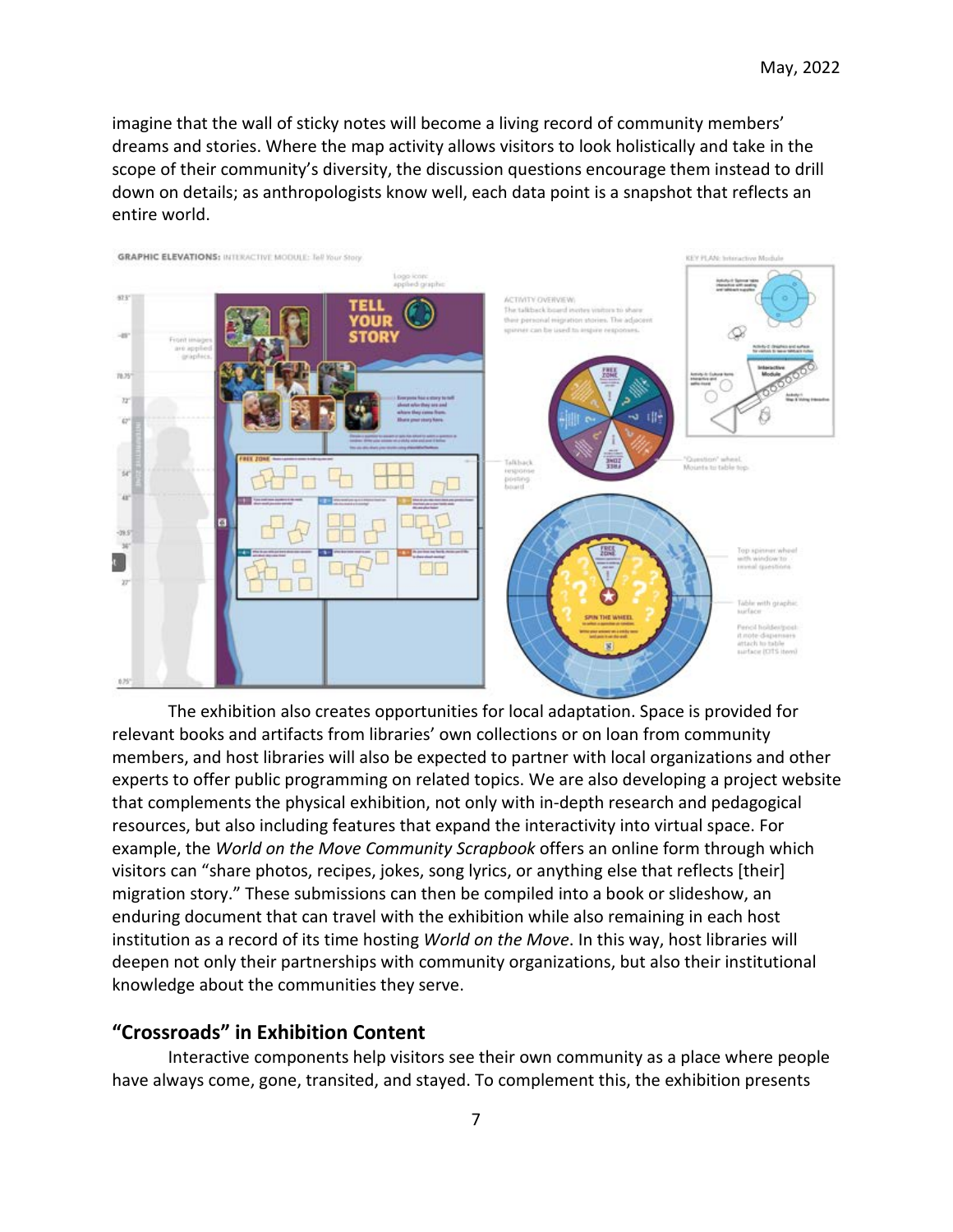imagine that the wall of sticky notes will become a living record of community members' dreams and stories. Where the map activity allows visitors to look holistically and take in the scope of their community's diversity, the discussion questions encourage them instead to drill down on details; as anthropologists know well, each data point is a snapshot that reflects an entire world.

The exhibition also creates opportunities for local adaptation. Space is provided for relevant books and artifacts from libraries' own collections or on loan from community members, and host libraries will also be expected to partner with local organizations and other experts to offer public programming on related topics. We are also developing a project website that complements the physical exhibition, not only with in-depth research and pedagogical resources, but also including features that expand the interactivity into virtual space. For example, the *World on the Move Community Scrapbook* offers an online form through which visitors can "share photos, recipes, jokes, song lyrics, or anything else that reflects [their] migration story." These submissions can then be compiled into a book or slideshow, an enduring document that can travel with the exhibition while also remaining in each host institution as a record of its time hosting *World on the Move*. In this way, host libraries will deepen not only their partnerships with community organizations, but also their institutional knowledge about the communities they serve.

## "Crossroads" in Exhibition Content

Interactive components help visitors see their own community as a place where people have always come, gone, transited, and stayed. To complement this, the exhibition presents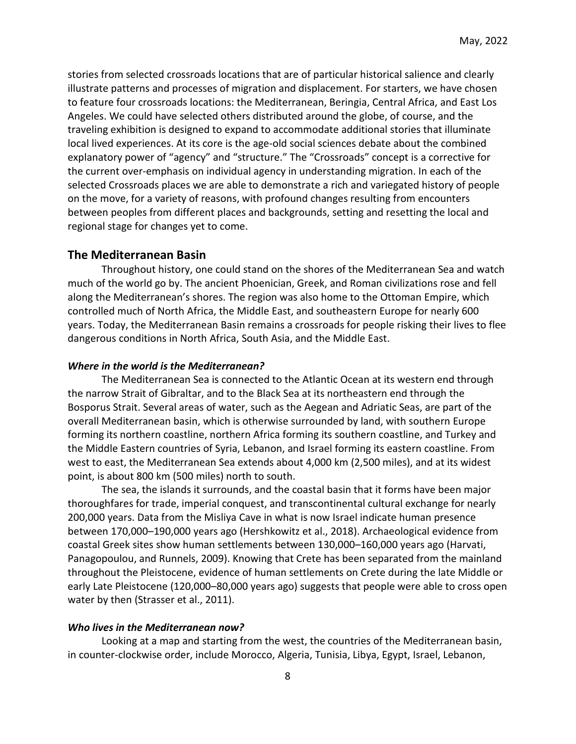stories from selected crossroads locations that are of particular historical salience and clearly illustrate patterns and processes of migration and displacement. For starters, we have chosen to feature four crossroads locations: the Mediterranean, Beringia, Central Africa, and East Los Angeles. We could have selected others distributed around the globe, of course, and the traveling exhibition is designed to expand to accommodate additional stories that illuminate local lived experiences. At its core is the age-old social sciences debate about the combined explanatory power of "agency" and "structure." The "Crossroads" concept is a corrective for the current over-emphasis on individual agency in understanding migration. In each of the selected Crossroads places we are able to demonstrate a rich and variegated history of people on the move, for a variety of reasons, with profound changes resulting from encounters between peoples from different places and backgrounds, setting and resetting the local and regional stage for changes yet to come.

## The Mediterranean Basin

Throughout history, one could stand on the shores of the Mediterranean Sea and watch much of the world go by. The ancient Phoenician, Greek, and Roman civilizations rose and fell along the Mediterranean's shores. The region was also home to the Ottoman Empire, which controlled much of North Africa, the Middle East, and southeastern Europe for nearly 600 years. Today, the Mediterranean Basin remains a crossroads for people risking their lives to flee dangerous conditions in North Africa, South Asia, and the Middle East.

### *Where in the world is the Mediterranean?*

The Mediterranean Sea is connected to the Atlantic Ocean at its western end through the narrow Strait of Gibraltar, and to the Black Sea at its northeastern end through the Bosporus Strait. Several areas of water, such as the Aegean and Adriatic Seas, are part of the overall Mediterranean basin, which is otherwise surrounded by land, with southern Europe forming its northern coastline, northern Africa forming its southern coastline, and Turkey and the Middle Eastern countries of Syria, Lebanon, and Israel forming its eastern coastline. From west to east, the Mediterranean Sea extends about 4,000 km (2,500 miles), and at its widest point, is about 800 km (500 miles) north to south.

The sea, the islands it surrounds, and the coastal basin that it forms have been major thoroughfares for trade, imperial conquest, and transcontinental cultural exchange for nearly 200,000 years. Data from the Misliya Cave in what is now Israel indicate human presence between 170,000–190,000 years ago (Hershkowitz et al., 2018). Archaeological evidence from coastal Greek sites show human settlements between 130,000–160,000 years ago (Harvati, Panagopoulou, and Runnels, 2009). Knowing that Crete has been separated from the mainland throughout the Pleistocene, evidence of human settlements on Crete during the late Middle or early Late Pleistocene (120,000–80,000 years ago) suggests that people were able to cross open water by then (Strasser et al., 2011).

### *Who lives in the Mediterranean now?*

Looking at a map and starting from the west, the countries of the Mediterranean basin, in counter-clockwise order, include Morocco, Algeria, Tunisia, Libya, Egypt, Israel, Lebanon,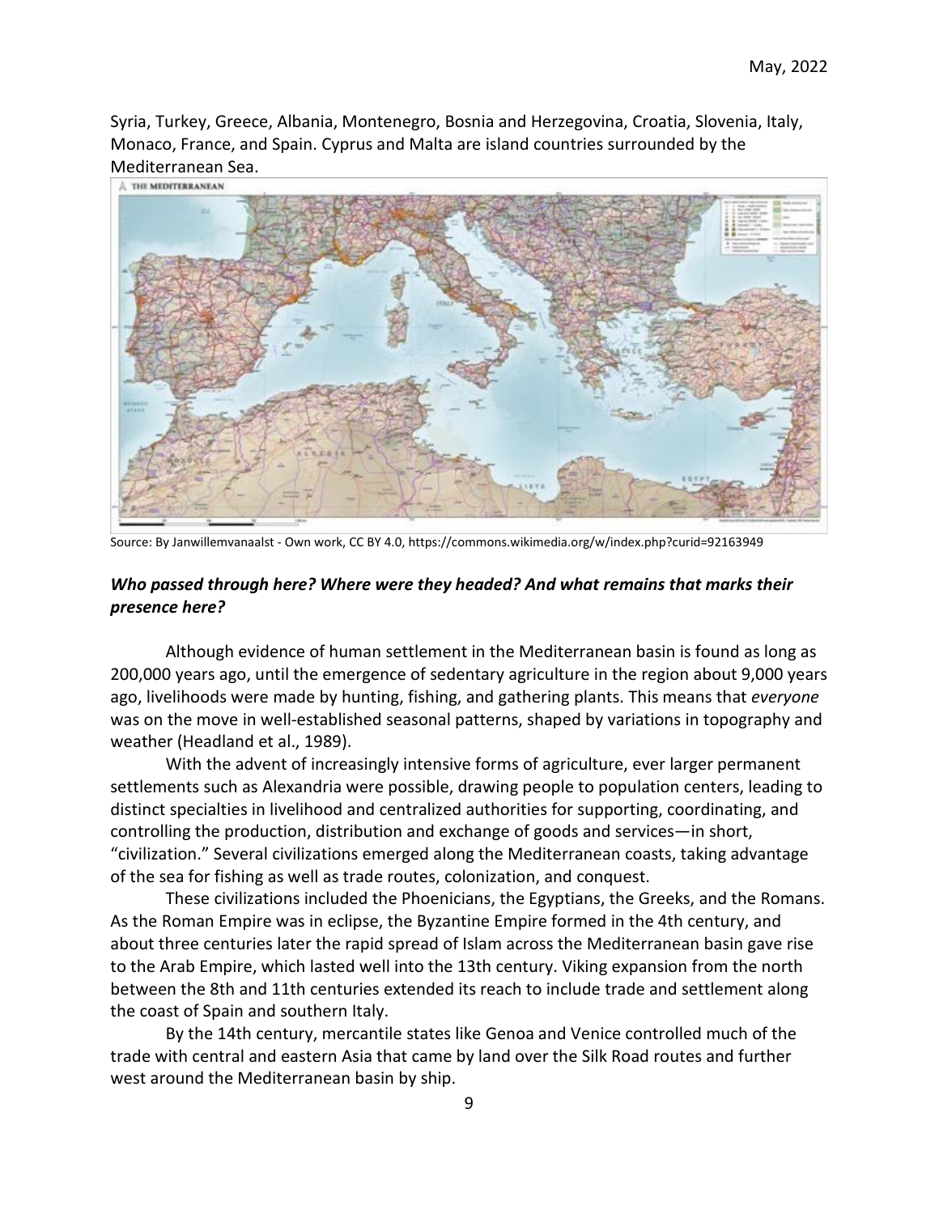Syria, Turkey, Greece, Albania, Montenegro, Bosnia and Herzegovina, Croatia, Slovenia, Italy, Monaco, France, and Spain. Cyprus and Malta are island countries surrounded by the Mediterranean Sea.

Source: By Janwillemvanaalst - Own work, CC BY 4.0, https://commons.wikimedia.org/w/index.php?curid=92163949

***Who passed through here? Where were they headed? And what remains that marks their presence here?***

Although evidence of human settlement in the Mediterranean basin is found as long as 200,000 years ago, until the emergence of sedentary agriculture in the region about 9,000 years ago, livelihoods were made by hunting, fishing, and gathering plants. This means that *everyone* was on the move in well-established seasonal patterns, shaped by variations in topography and weather (Headland et al., 1989).

With the advent of increasingly intensive forms of agriculture, ever larger permanent settlements such as Alexandria were possible, drawing people to population centers, leading to distinct specialties in livelihood and centralized authorities for supporting, coordinating, and controlling the production, distribution and exchange of goods and services—in short, "civilization." Several civilizations emerged along the Mediterranean coasts, taking advantage of the sea for fishing as well as trade routes, colonization, and conquest.

These civilizations included the Phoenicians, the Egyptians, the Greeks, and the Romans. As the Roman Empire was in eclipse, the Byzantine Empire formed in the 4th century, and about three centuries later the rapid spread of Islam across the Mediterranean basin gave rise to the Arab Empire, which lasted well into the 13th century. Viking expansion from the north between the 8th and 11th centuries extended its reach to include trade and settlement along the coast of Spain and southern Italy.

By the 14th century, mercantile states like Genoa and Venice controlled much of the trade with central and eastern Asia that came by land over the Silk Road routes and further west around the Mediterranean basin by ship.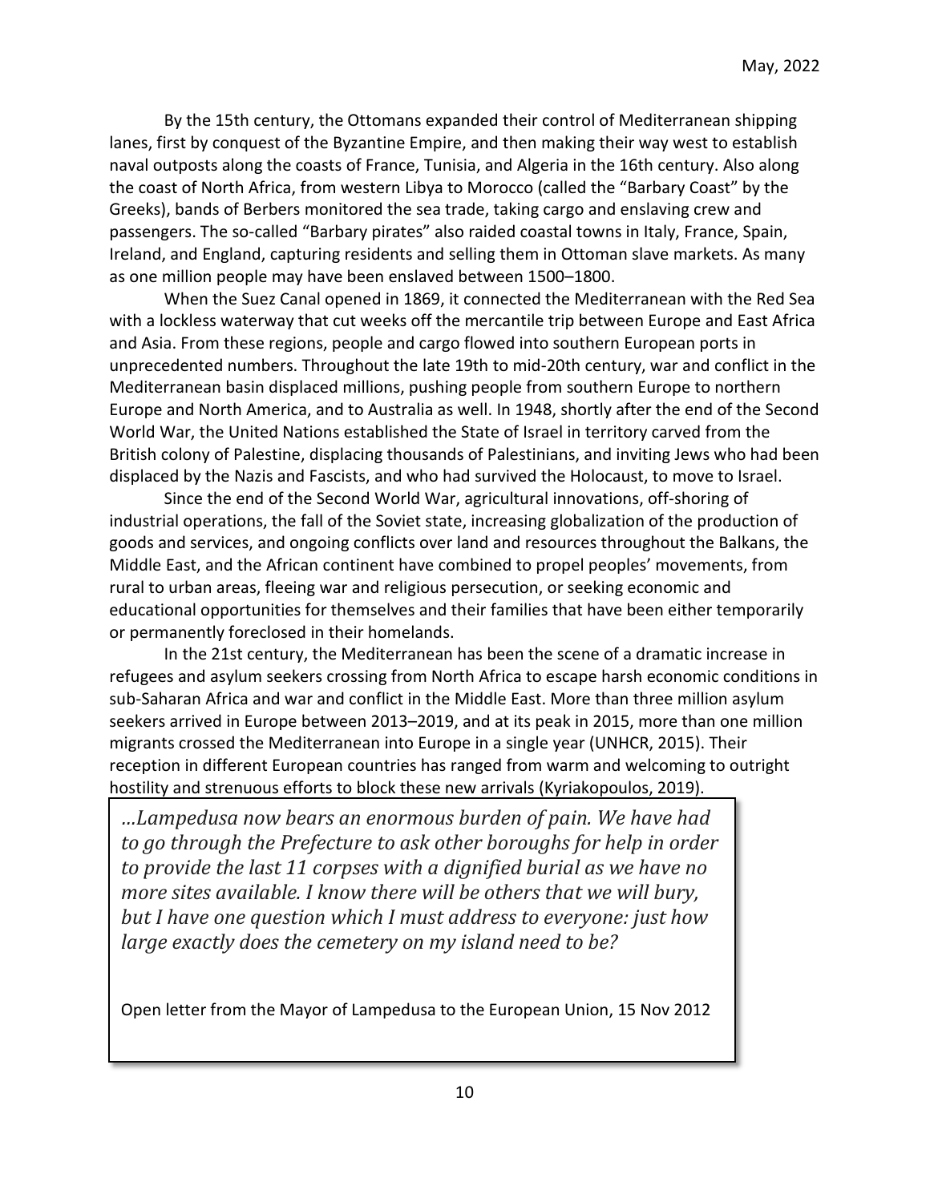By the 15th century, the Ottomans expanded their control of Mediterranean shipping lanes, first by conquest of the Byzantine Empire, and then making their way west to establish naval outposts along the coasts of France, Tunisia, and Algeria in the 16th century. Also along the coast of North Africa, from western Libya to Morocco (called the "Barbary Coast" by the Greeks), bands of Berbers monitored the sea trade, taking cargo and enslaving crew and passengers. The so-called "Barbary pirates" also raided coastal towns in Italy, France, Spain, Ireland, and England, capturing residents and selling them in Ottoman slave markets. As many as one million people may have been enslaved between 1500–1800.

When the Suez Canal opened in 1869, it connected the Mediterranean with the Red Sea with a lockless waterway that cut weeks off the mercantile trip between Europe and East Africa and Asia. From these regions, people and cargo flowed into southern European ports in unprecedented numbers. Throughout the late 19th to mid-20th century, war and conflict in the Mediterranean basin displaced millions, pushing people from southern Europe to northern Europe and North America, and to Australia as well. In 1948, shortly after the end of the Second World War, the United Nations established the State of Israel in territory carved from the British colony of Palestine, displacing thousands of Palestinians, and inviting Jews who had been displaced by the Nazis and Fascists, and who had survived the Holocaust, to move to Israel.

Since the end of the Second World War, agricultural innovations, off-shoring of industrial operations, the fall of the Soviet state, increasing globalization of the production of goods and services, and ongoing conflicts over land and resources throughout the Balkans, the Middle East, and the African continent have combined to propel peoples' movements, from rural to urban areas, fleeing war and religious persecution, or seeking economic and educational opportunities for themselves and their families that have been either temporarily or permanently foreclosed in their homelands.

In the 21st century, the Mediterranean has been the scene of a dramatic increase in refugees and asylum seekers crossing from North Africa to escape harsh economic conditions in sub-Saharan Africa and war and conflict in the Middle East. More than three million asylum seekers arrived in Europe between 2013–2019, and at its peak in 2015, more than one million migrants crossed the Mediterranean into Europe in a single year (UNHCR, 2015). Their reception in different European countries has ranged from warm and welcoming to outright hostility and strenuous efforts to block these new arrivals (Kyriakopoulos, 2019).

> *…Lampedusa now bears an enormous burden of pain. We have had to go through the Prefecture to ask other boroughs for help in order to provide the last 11 corpses with a dignified burial as we have no more sites available. I know there will be others that we will bury, but I have one question which I must address to everyone: just how large exactly does the cemetery on my island need to be?*
>
> Open letter from the Mayor of Lampedusa to the European Union, 15 Nov 2012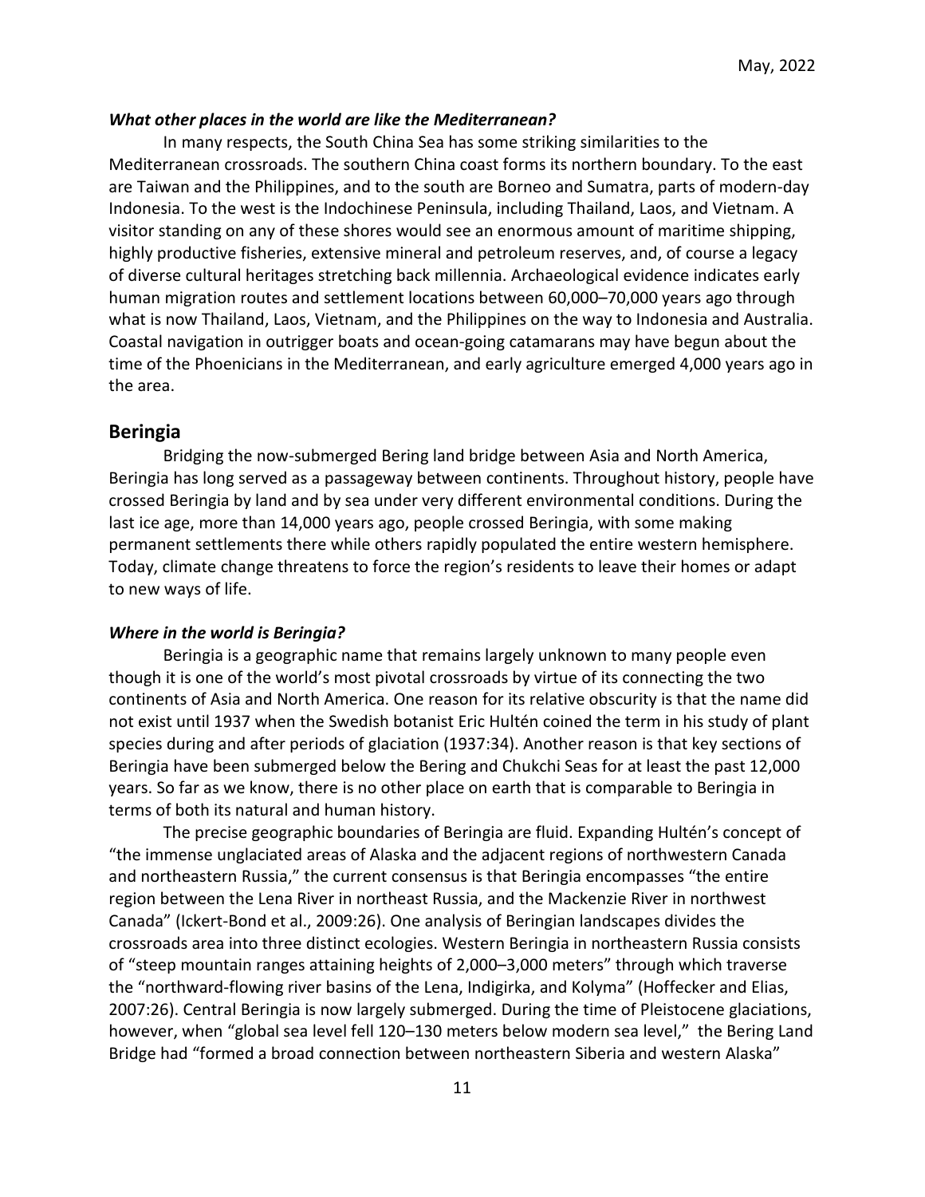### *What other places in the world are like the Mediterranean?*

In many respects, the South China Sea has some striking similarities to the Mediterranean crossroads. The southern China coast forms its northern boundary. To the east are Taiwan and the Philippines, and to the south are Borneo and Sumatra, parts of modern-day Indonesia. To the west is the Indochinese Peninsula, including Thailand, Laos, and Vietnam. A visitor standing on any of these shores would see an enormous amount of maritime shipping, highly productive fisheries, extensive mineral and petroleum reserves, and, of course a legacy of diverse cultural heritages stretching back millennia. Archaeological evidence indicates early human migration routes and settlement locations between 60,000–70,000 years ago through what is now Thailand, Laos, Vietnam, and the Philippines on the way to Indonesia and Australia. Coastal navigation in outrigger boats and ocean-going catamarans may have begun about the time of the Phoenicians in the Mediterranean, and early agriculture emerged 4,000 years ago in the area.

## Beringia

Bridging the now-submerged Bering land bridge between Asia and North America, Beringia has long served as a passageway between continents. Throughout history, people have crossed Beringia by land and by sea under very different environmental conditions. During the last ice age, more than 14,000 years ago, people crossed Beringia, with some making permanent settlements there while others rapidly populated the entire western hemisphere. Today, climate change threatens to force the region's residents to leave their homes or adapt to new ways of life.

### *Where in the world is Beringia?*

Beringia is a geographic name that remains largely unknown to many people even though it is one of the world's most pivotal crossroads by virtue of its connecting the two continents of Asia and North America. One reason for its relative obscurity is that the name did not exist until 1937 when the Swedish botanist Eric Hultén coined the term in his study of plant species during and after periods of glaciation (1937:34). Another reason is that key sections of Beringia have been submerged below the Bering and Chukchi Seas for at least the past 12,000 years. So far as we know, there is no other place on earth that is comparable to Beringia in terms of both its natural and human history.

The precise geographic boundaries of Beringia are fluid. Expanding Hultén's concept of "the immense unglaciated areas of Alaska and the adjacent regions of northwestern Canada and northeastern Russia," the current consensus is that Beringia encompasses "the entire region between the Lena River in northeast Russia, and the Mackenzie River in northwest Canada" (Ickert-Bond et al., 2009:26). One analysis of Beringian landscapes divides the crossroads area into three distinct ecologies. Western Beringia in northeastern Russia consists of "steep mountain ranges attaining heights of 2,000–3,000 meters" through which traverse the "northward-flowing river basins of the Lena, Indigirka, and Kolyma" (Hoffecker and Elias, 2007:26). Central Beringia is now largely submerged. During the time of Pleistocene glaciations, however, when "global sea level fell 120–130 meters below modern sea level," the Bering Land Bridge had "formed a broad connection between northeastern Siberia and western Alaska"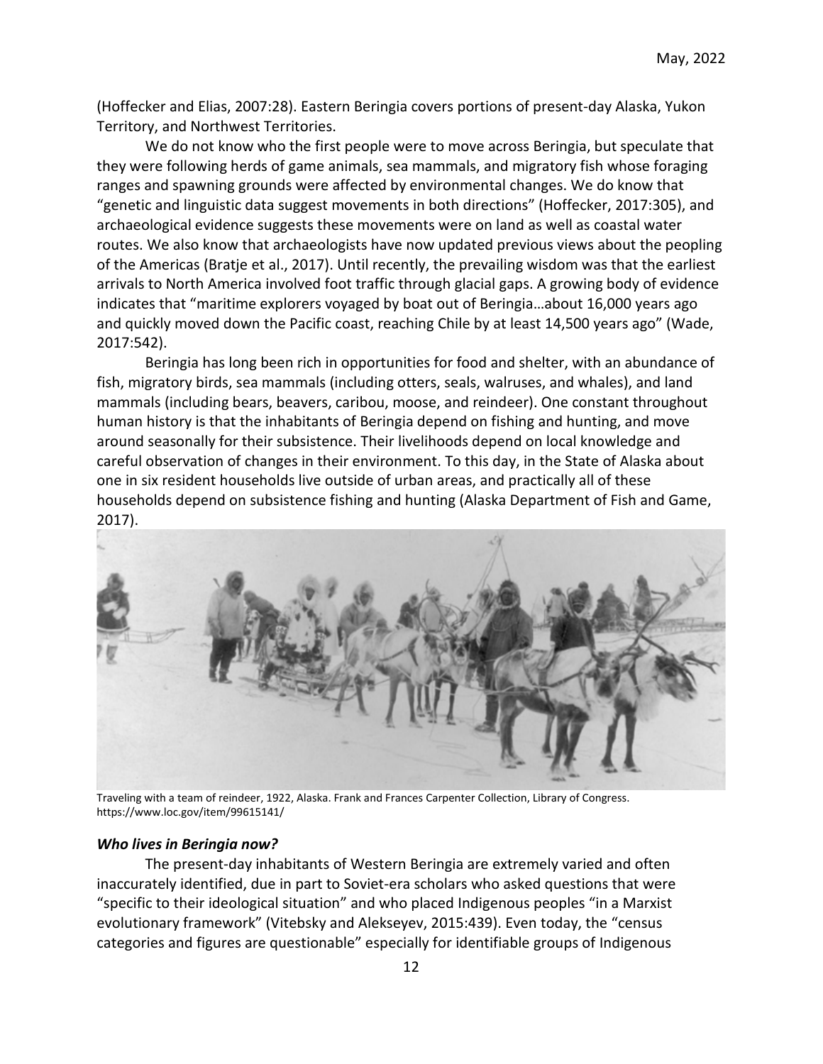(Hoffecker and Elias, 2007:28). Eastern Beringia covers portions of present-day Alaska, Yukon Territory, and Northwest Territories.

We do not know who the first people were to move across Beringia, but speculate that they were following herds of game animals, sea mammals, and migratory fish whose foraging ranges and spawning grounds were affected by environmental changes. We do know that "genetic and linguistic data suggest movements in both directions" (Hoffecker, 2017:305), and archaeological evidence suggests these movements were on land as well as coastal water routes. We also know that archaeologists have now updated previous views about the peopling of the Americas (Bratje et al., 2017). Until recently, the prevailing wisdom was that the earliest arrivals to North America involved foot traffic through glacial gaps. A growing body of evidence indicates that "maritime explorers voyaged by boat out of Beringia…about 16,000 years ago and quickly moved down the Pacific coast, reaching Chile by at least 14,500 years ago" (Wade, 2017:542).

Beringia has long been rich in opportunities for food and shelter, with an abundance of fish, migratory birds, sea mammals (including otters, seals, walruses, and whales), and land mammals (including bears, beavers, caribou, moose, and reindeer). One constant throughout human history is that the inhabitants of Beringia depend on fishing and hunting, and move around seasonally for their subsistence. Their livelihoods depend on local knowledge and careful observation of changes in their environment. To this day, in the State of Alaska about one in six resident households live outside of urban areas, and practically all of these households depend on subsistence fishing and hunting (Alaska Department of Fish and Game, 2017).

Traveling with a team of reindeer, 1922, Alaska. Frank and Frances Carpenter Collection, Library of Congress. https://www.loc.gov/item/99615141/

### *Who lives in Beringia now?*

The present-day inhabitants of Western Beringia are extremely varied and often inaccurately identified, due in part to Soviet-era scholars who asked questions that were "specific to their ideological situation" and who placed Indigenous peoples "in a Marxist evolutionary framework" (Vitebsky and Alekseyev, 2015:439). Even today, the "census categories and figures are questionable" especially for identifiable groups of Indigenous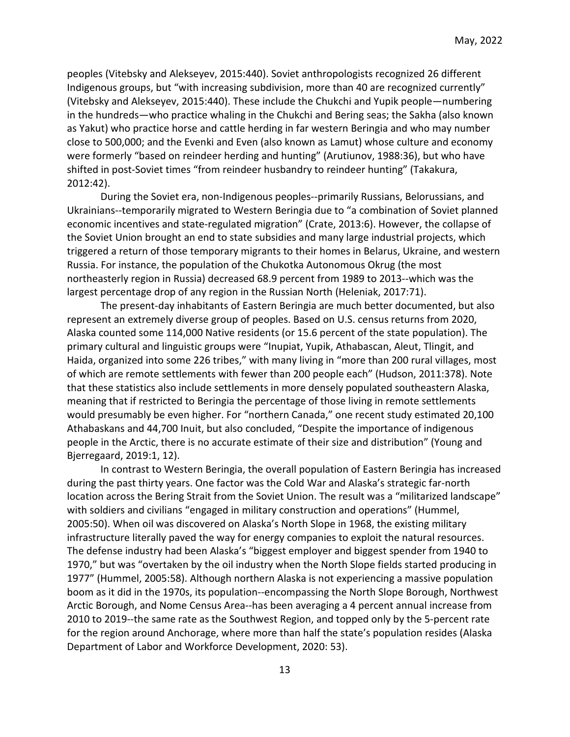peoples (Vitebsky and Alekseyev, 2015:440). Soviet anthropologists recognized 26 different Indigenous groups, but "with increasing subdivision, more than 40 are recognized currently" (Vitebsky and Alekseyev, 2015:440). These include the Chukchi and Yupik people—numbering in the hundreds—who practice whaling in the Chukchi and Bering seas; the Sakha (also known as Yakut) who practice horse and cattle herding in far western Beringia and who may number close to 500,000; and the Evenki and Even (also known as Lamut) whose culture and economy were formerly "based on reindeer herding and hunting" (Arutiunov, 1988:36), but who have shifted in post-Soviet times "from reindeer husbandry to reindeer hunting" (Takakura, 2012:42).

During the Soviet era, non-Indigenous peoples--primarily Russians, Belorussians, and Ukrainians--temporarily migrated to Western Beringia due to "a combination of Soviet planned economic incentives and state-regulated migration" (Crate, 2013:6). However, the collapse of the Soviet Union brought an end to state subsidies and many large industrial projects, which triggered a return of those temporary migrants to their homes in Belarus, Ukraine, and western Russia. For instance, the population of the Chukotka Autonomous Okrug (the most northeasterly region in Russia) decreased 68.9 percent from 1989 to 2013--which was the largest percentage drop of any region in the Russian North (Heleniak, 2017:71).

The present-day inhabitants of Eastern Beringia are much better documented, but also represent an extremely diverse group of peoples. Based on U.S. census returns from 2020, Alaska counted some 114,000 Native residents (or 15.6 percent of the state population). The primary cultural and linguistic groups were "Inupiat, Yupik, Athabascan, Aleut, Tlingit, and Haida, organized into some 226 tribes," with many living in "more than 200 rural villages, most of which are remote settlements with fewer than 200 people each" (Hudson, 2011:378). Note that these statistics also include settlements in more densely populated southeastern Alaska, meaning that if restricted to Beringia the percentage of those living in remote settlements would presumably be even higher. For "northern Canada," one recent study estimated 20,100 Athabaskans and 44,700 Inuit, but also concluded, "Despite the importance of indigenous people in the Arctic, there is no accurate estimate of their size and distribution" (Young and Bjerregaard, 2019:1, 12).

In contrast to Western Beringia, the overall population of Eastern Beringia has increased during the past thirty years. One factor was the Cold War and Alaska's strategic far-north location across the Bering Strait from the Soviet Union. The result was a "militarized landscape" with soldiers and civilians "engaged in military construction and operations" (Hummel, 2005:50). When oil was discovered on Alaska's North Slope in 1968, the existing military infrastructure literally paved the way for energy companies to exploit the natural resources. The defense industry had been Alaska's "biggest employer and biggest spender from 1940 to 1970," but was "overtaken by the oil industry when the North Slope fields started producing in 1977" (Hummel, 2005:58). Although northern Alaska is not experiencing a massive population boom as it did in the 1970s, its population--encompassing the North Slope Borough, Northwest Arctic Borough, and Nome Census Area--has been averaging a 4 percent annual increase from 2010 to 2019--the same rate as the Southwest Region, and topped only by the 5-percent rate for the region around Anchorage, where more than half the state's population resides (Alaska Department of Labor and Workforce Development, 2020: 53).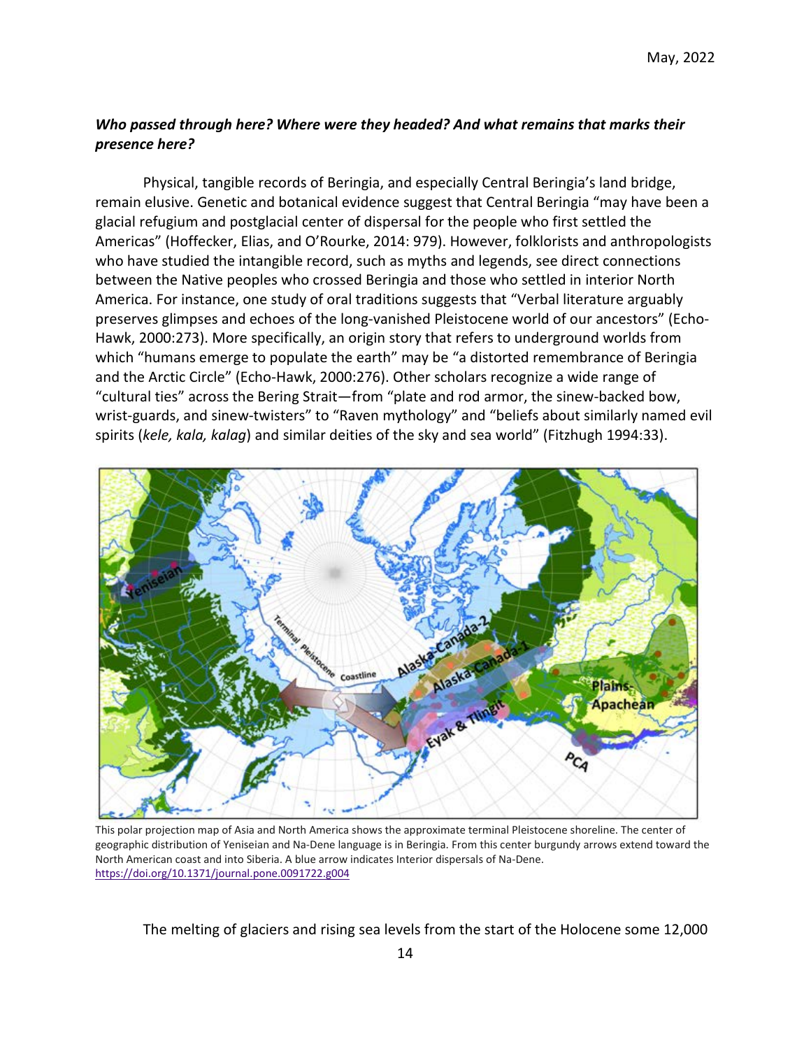***Who passed through here? Where were they headed? And what remains that marks their presence here?***

Physical, tangible records of Beringia, and especially Central Beringia's land bridge, remain elusive. Genetic and botanical evidence suggest that Central Beringia "may have been a glacial refugium and postglacial center of dispersal for the people who first settled the Americas" (Hoffecker, Elias, and O'Rourke, 2014: 979). However, folklorists and anthropologists who have studied the intangible record, such as myths and legends, see direct connections between the Native peoples who crossed Beringia and those who settled in interior North America. For instance, one study of oral traditions suggests that "Verbal literature arguably preserves glimpses and echoes of the long-vanished Pleistocene world of our ancestors" (Echo-Hawk, 2000:273). More specifically, an origin story that refers to underground worlds from which "humans emerge to populate the earth" may be "a distorted remembrance of Beringia and the Arctic Circle" (Echo-Hawk, 2000:276). Other scholars recognize a wide range of "cultural ties" across the Bering Strait—from "plate and rod armor, the sinew-backed bow, wrist-guards, and sinew-twisters" to "Raven mythology" and "beliefs about similarly named evil spirits (*kele, kala, kalag*) and similar deities of the sky and sea world" (Fitzhugh 1994:33).

This polar projection map of Asia and North America shows the approximate terminal Pleistocene shoreline. The center of geographic distribution of Yeniseian and Na-Dene language is in Beringia. From this center burgundy arrows extend toward the North American coast and into Siberia. A blue arrow indicates Interior dispersals of Na-Dene. https://doi.org/10.1371/journal.pone.0091722.g004

The melting of glaciers and rising sea levels from the start of the Holocene some 12,000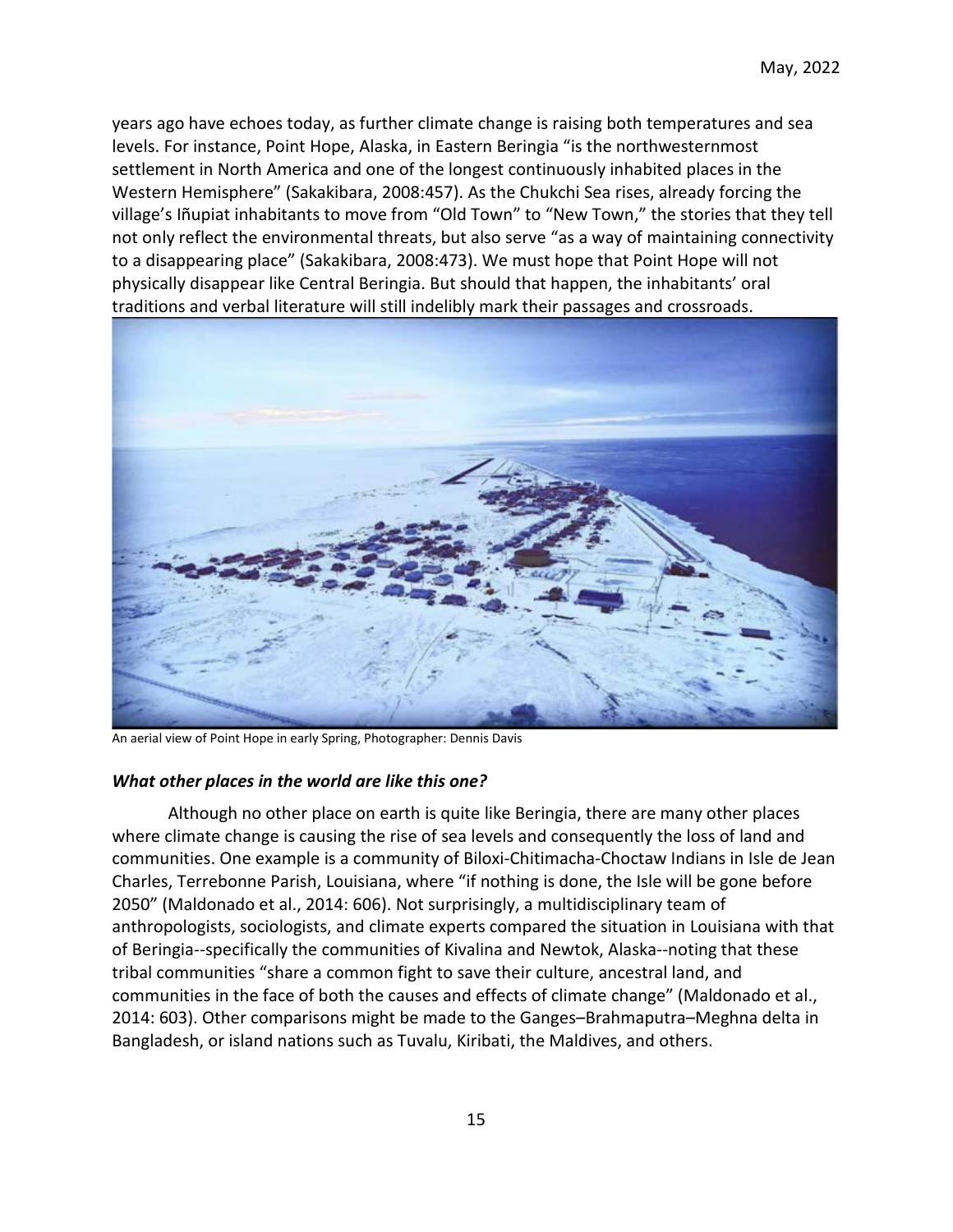years ago have echoes today, as further climate change is raising both temperatures and sea levels. For instance, Point Hope, Alaska, in Eastern Beringia "is the northwesternmost settlement in North America and one of the longest continuously inhabited places in the Western Hemisphere" (Sakakibara, 2008:457). As the Chukchi Sea rises, already forcing the village's Iñupiat inhabitants to move from "Old Town" to "New Town," the stories that they tell not only reflect the environmental threats, but also serve "as a way of maintaining connectivity to a disappearing place" (Sakakibara, 2008:473). We must hope that Point Hope will not physically disappear like Central Beringia. But should that happen, the inhabitants' oral traditions and verbal literature will still indelibly mark their passages and crossroads.

An aerial view of Point Hope in early Spring, Photographer: Dennis Davis

### *What other places in the world are like this one?*

Although no other place on earth is quite like Beringia, there are many other places where climate change is causing the rise of sea levels and consequently the loss of land and communities. One example is a community of Biloxi-Chitimacha-Choctaw Indians in Isle de Jean Charles, Terrebonne Parish, Louisiana, where "if nothing is done, the Isle will be gone before 2050" (Maldonado et al., 2014: 606). Not surprisingly, a multidisciplinary team of anthropologists, sociologists, and climate experts compared the situation in Louisiana with that of Beringia--specifically the communities of Kivalina and Newtok, Alaska--noting that these tribal communities "share a common fight to save their culture, ancestral land, and communities in the face of both the causes and effects of climate change" (Maldonado et al., 2014: 603). Other comparisons might be made to the Ganges–Brahmaputra–Meghna delta in Bangladesh, or island nations such as Tuvalu, Kiribati, the Maldives, and others.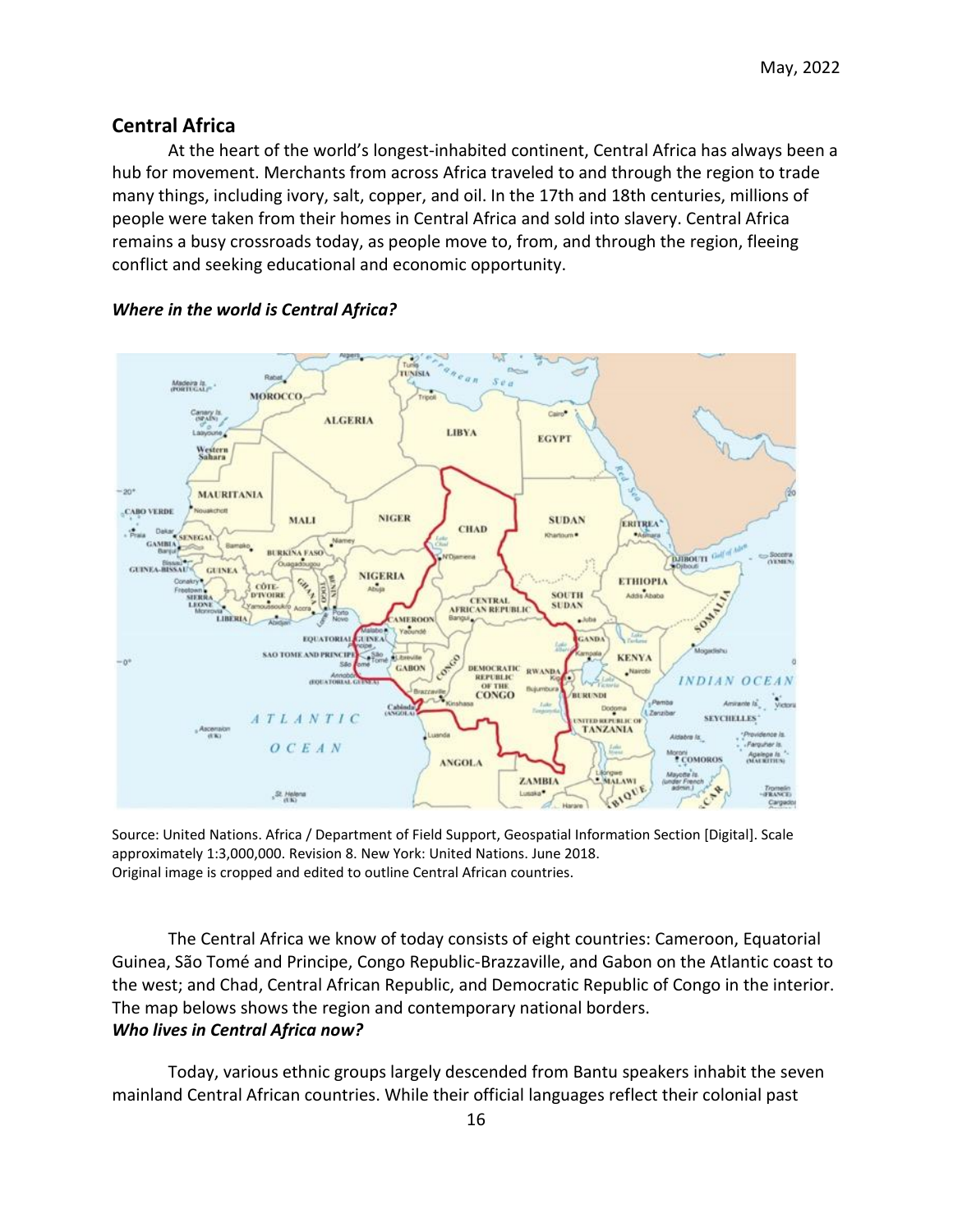May, 2022

## Central Africa

At the heart of the world's longest-inhabited continent, Central Africa has always been a hub for movement. Merchants from across Africa traveled to and through the region to trade many things, including ivory, salt, copper, and oil. In the 17th and 18th centuries, millions of people were taken from their homes in Central Africa and sold into slavery. Central Africa remains a busy crossroads today, as people move to, from, and through the region, fleeing conflict and seeking educational and economic opportunity.

### *Where in the world is Central Africa?*

Source: United Nations. Africa / Department of Field Support, Geospatial Information Section [Digital]. Scale approximately 1:3,000,000. Revision 8. New York: United Nations. June 2018.
Original image is cropped and edited to outline Central African countries.

The Central Africa we know of today consists of eight countries: Cameroon, Equatorial Guinea, São Tomé and Principe, Congo Republic-Brazzaville, and Gabon on the Atlantic coast to the west; and Chad, Central African Republic, and Democratic Republic of Congo in the interior. The map belows shows the region and contemporary national borders.

### *Who lives in Central Africa now?*

Today, various ethnic groups largely descended from Bantu speakers inhabit the seven mainland Central African countries. While their official languages reflect their colonial past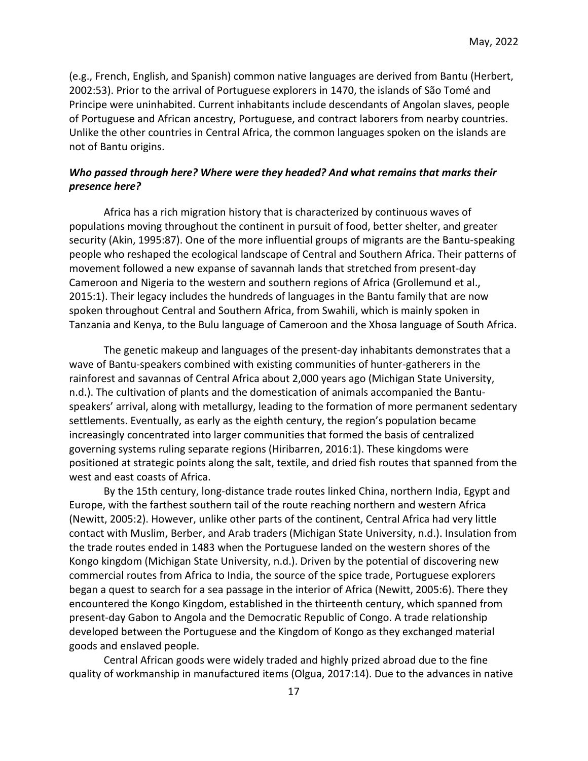(e.g., French, English, and Spanish) common native languages are derived from Bantu (Herbert, 2002:53). Prior to the arrival of Portuguese explorers in 1470, the islands of São Tomé and Principe were uninhabited. Current inhabitants include descendants of Angolan slaves, people of Portuguese and African ancestry, Portuguese, and contract laborers from nearby countries. Unlike the other countries in Central Africa, the common languages spoken on the islands are not of Bantu origins.

### *Who passed through here? Where were they headed? And what remains that marks their presence here?*

Africa has a rich migration history that is characterized by continuous waves of populations moving throughout the continent in pursuit of food, better shelter, and greater security (Akin, 1995:87). One of the more influential groups of migrants are the Bantu-speaking people who reshaped the ecological landscape of Central and Southern Africa. Their patterns of movement followed a new expanse of savannah lands that stretched from present-day Cameroon and Nigeria to the western and southern regions of Africa (Grollemund et al., 2015:1). Their legacy includes the hundreds of languages in the Bantu family that are now spoken throughout Central and Southern Africa, from Swahili, which is mainly spoken in Tanzania and Kenya, to the Bulu language of Cameroon and the Xhosa language of South Africa.

The genetic makeup and languages of the present-day inhabitants demonstrates that a wave of Bantu-speakers combined with existing communities of hunter-gatherers in the rainforest and savannas of Central Africa about 2,000 years ago (Michigan State University, n.d.). The cultivation of plants and the domestication of animals accompanied the Bantu-speakers' arrival, along with metallurgy, leading to the formation of more permanent sedentary settlements. Eventually, as early as the eighth century, the region's population became increasingly concentrated into larger communities that formed the basis of centralized governing systems ruling separate regions (Hiribarren, 2016:1). These kingdoms were positioned at strategic points along the salt, textile, and dried fish routes that spanned from the west and east coasts of Africa.

By the 15th century, long-distance trade routes linked China, northern India, Egypt and Europe, with the farthest southern tail of the route reaching northern and western Africa (Newitt, 2005:2). However, unlike other parts of the continent, Central Africa had very little contact with Muslim, Berber, and Arab traders (Michigan State University, n.d.). Insulation from the trade routes ended in 1483 when the Portuguese landed on the western shores of the Kongo kingdom (Michigan State University, n.d.). Driven by the potential of discovering new commercial routes from Africa to India, the source of the spice trade, Portuguese explorers began a quest to search for a sea passage in the interior of Africa (Newitt, 2005:6). There they encountered the Kongo Kingdom, established in the thirteenth century, which spanned from present-day Gabon to Angola and the Democratic Republic of Congo. A trade relationship developed between the Portuguese and the Kingdom of Kongo as they exchanged material goods and enslaved people.

Central African goods were widely traded and highly prized abroad due to the fine quality of workmanship in manufactured items (Olgua, 2017:14). Due to the advances in native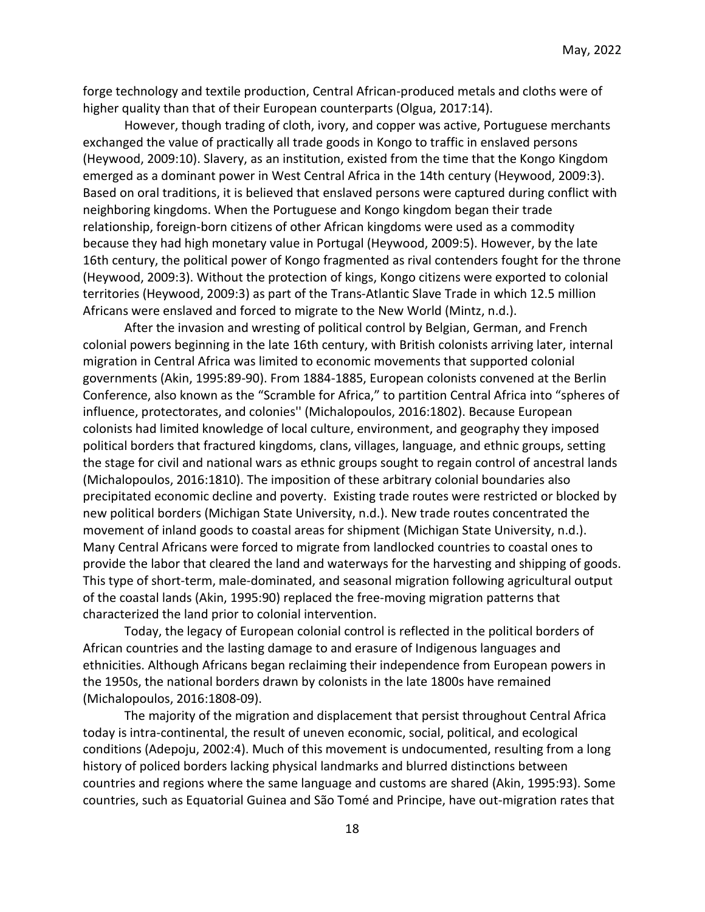forge technology and textile production, Central African-produced metals and cloths were of higher quality than that of their European counterparts (Olgua, 2017:14).

However, though trading of cloth, ivory, and copper was active, Portuguese merchants exchanged the value of practically all trade goods in Kongo to traffic in enslaved persons (Heywood, 2009:10). Slavery, as an institution, existed from the time that the Kongo Kingdom emerged as a dominant power in West Central Africa in the 14th century (Heywood, 2009:3). Based on oral traditions, it is believed that enslaved persons were captured during conflict with neighboring kingdoms. When the Portuguese and Kongo kingdom began their trade relationship, foreign-born citizens of other African kingdoms were used as a commodity because they had high monetary value in Portugal (Heywood, 2009:5). However, by the late 16th century, the political power of Kongo fragmented as rival contenders fought for the throne (Heywood, 2009:3). Without the protection of kings, Kongo citizens were exported to colonial territories (Heywood, 2009:3) as part of the Trans-Atlantic Slave Trade in which 12.5 million Africans were enslaved and forced to migrate to the New World (Mintz, n.d.).

After the invasion and wresting of political control by Belgian, German, and French colonial powers beginning in the late 16th century, with British colonists arriving later, internal migration in Central Africa was limited to economic movements that supported colonial governments (Akin, 1995:89-90). From 1884-1885, European colonists convened at the Berlin Conference, also known as the "Scramble for Africa," to partition Central Africa into "spheres of influence, protectorates, and colonies'' (Michalopoulos, 2016:1802). Because European colonists had limited knowledge of local culture, environment, and geography they imposed political borders that fractured kingdoms, clans, villages, language, and ethnic groups, setting the stage for civil and national wars as ethnic groups sought to regain control of ancestral lands (Michalopoulos, 2016:1810). The imposition of these arbitrary colonial boundaries also precipitated economic decline and poverty. Existing trade routes were restricted or blocked by new political borders (Michigan State University, n.d.). New trade routes concentrated the movement of inland goods to coastal areas for shipment (Michigan State University, n.d.). Many Central Africans were forced to migrate from landlocked countries to coastal ones to provide the labor that cleared the land and waterways for the harvesting and shipping of goods. This type of short-term, male-dominated, and seasonal migration following agricultural output of the coastal lands (Akin, 1995:90) replaced the free-moving migration patterns that characterized the land prior to colonial intervention.

Today, the legacy of European colonial control is reflected in the political borders of African countries and the lasting damage to and erasure of Indigenous languages and ethnicities. Although Africans began reclaiming their independence from European powers in the 1950s, the national borders drawn by colonists in the late 1800s have remained (Michalopoulos, 2016:1808-09).

The majority of the migration and displacement that persist throughout Central Africa today is intra-continental, the result of uneven economic, social, political, and ecological conditions (Adepoju, 2002:4). Much of this movement is undocumented, resulting from a long history of policed borders lacking physical landmarks and blurred distinctions between countries and regions where the same language and customs are shared (Akin, 1995:93). Some countries, such as Equatorial Guinea and São Tomé and Principe, have out-migration rates that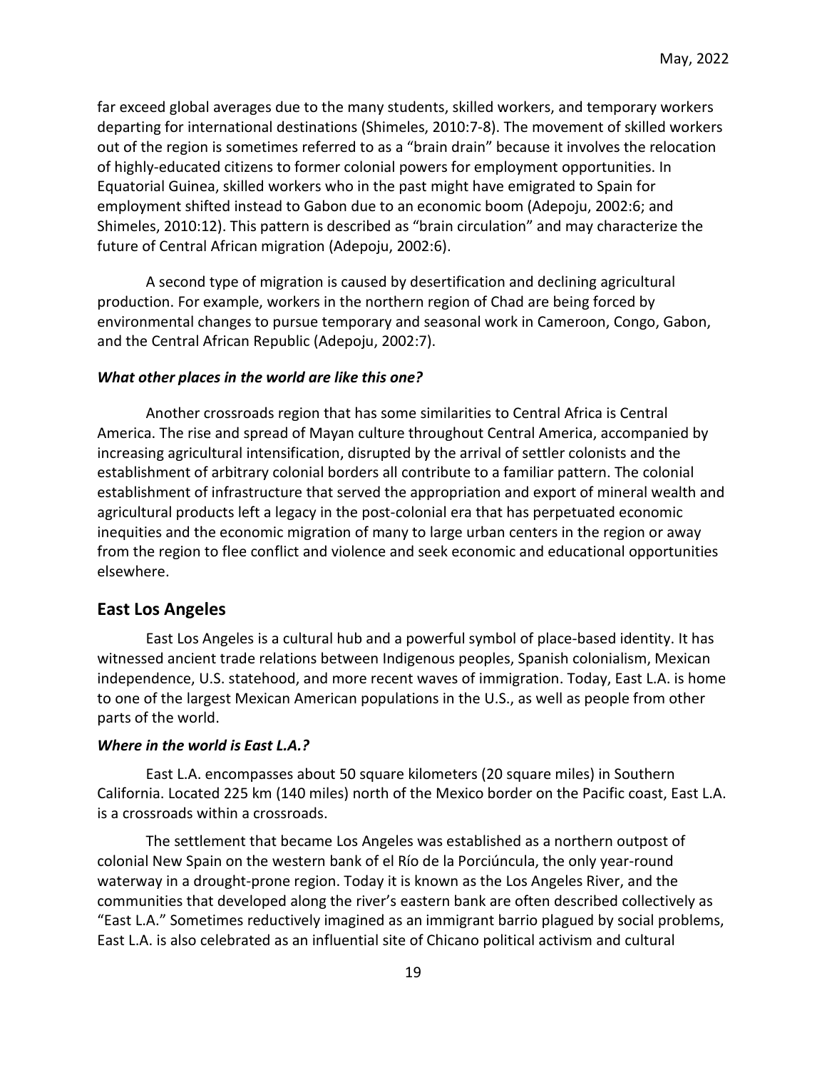far exceed global averages due to the many students, skilled workers, and temporary workers departing for international destinations (Shimeles, 2010:7-8). The movement of skilled workers out of the region is sometimes referred to as a "brain drain" because it involves the relocation of highly-educated citizens to former colonial powers for employment opportunities. In Equatorial Guinea, skilled workers who in the past might have emigrated to Spain for employment shifted instead to Gabon due to an economic boom (Adepoju, 2002:6; and Shimeles, 2010:12). This pattern is described as "brain circulation" and may characterize the future of Central African migration (Adepoju, 2002:6).

A second type of migration is caused by desertification and declining agricultural production. For example, workers in the northern region of Chad are being forced by environmental changes to pursue temporary and seasonal work in Cameroon, Congo, Gabon, and the Central African Republic (Adepoju, 2002:7).

### *What other places in the world are like this one?*

Another crossroads region that has some similarities to Central Africa is Central America. The rise and spread of Mayan culture throughout Central America, accompanied by increasing agricultural intensification, disrupted by the arrival of settler colonists and the establishment of arbitrary colonial borders all contribute to a familiar pattern. The colonial establishment of infrastructure that served the appropriation and export of mineral wealth and agricultural products left a legacy in the post-colonial era that has perpetuated economic inequities and the economic migration of many to large urban centers in the region or away from the region to flee conflict and violence and seek economic and educational opportunities elsewhere.

## East Los Angeles

East Los Angeles is a cultural hub and a powerful symbol of place-based identity. It has witnessed ancient trade relations between Indigenous peoples, Spanish colonialism, Mexican independence, U.S. statehood, and more recent waves of immigration. Today, East L.A. is home to one of the largest Mexican American populations in the U.S., as well as people from other parts of the world.

### *Where in the world is East L.A.?*

East L.A. encompasses about 50 square kilometers (20 square miles) in Southern California. Located 225 km (140 miles) north of the Mexico border on the Pacific coast, East L.A. is a crossroads within a crossroads.

The settlement that became Los Angeles was established as a northern outpost of colonial New Spain on the western bank of el Río de la Porciúncula, the only year-round waterway in a drought-prone region. Today it is known as the Los Angeles River, and the communities that developed along the river's eastern bank are often described collectively as "East L.A." Sometimes reductively imagined as an immigrant barrio plagued by social problems, East L.A. is also celebrated as an influential site of Chicano political activism and cultural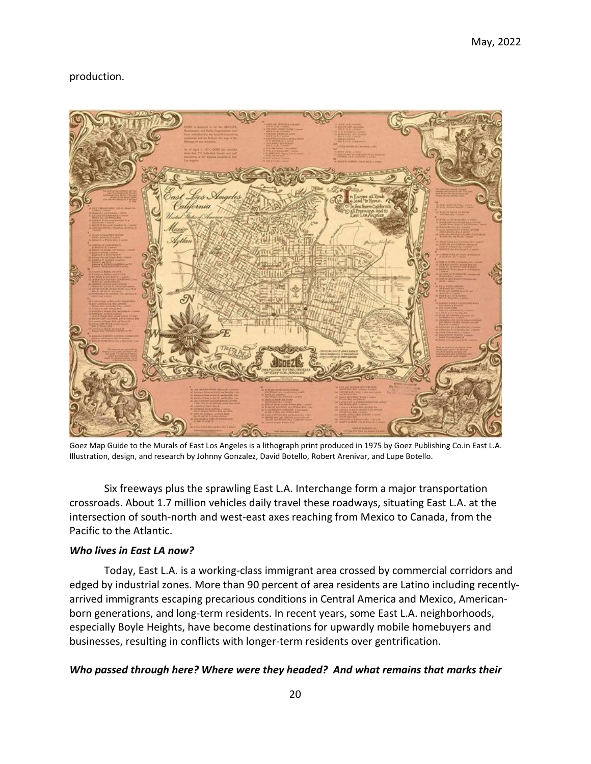production.

Goez Map Guide to the Murals of East Los Angeles is a lithograph print produced in 1975 by Goez Publishing Co.in East L.A. Illustration, design, and research by Johnny Gonzalez, David Botello, Robert Arenivar, and Lupe Botello.

Six freeways plus the sprawling East L.A. Interchange form a major transportation crossroads. About 1.7 million vehicles daily travel these roadways, situating East L.A. at the intersection of south-north and west-east axes reaching from Mexico to Canada, from the Pacific to the Atlantic.

### *Who lives in East LA now?*

Today, East L.A. is a working-class immigrant area crossed by commercial corridors and edged by industrial zones. More than 90 percent of area residents are Latino including recently-arrived immigrants escaping precarious conditions in Central America and Mexico, American-born generations, and long-term residents. In recent years, some East L.A. neighborhoods, especially Boyle Heights, have become destinations for upwardly mobile homebuyers and businesses, resulting in conflicts with longer-term residents over gentrification.

### *Who passed through here? Where were they headed? And what remains that marks their*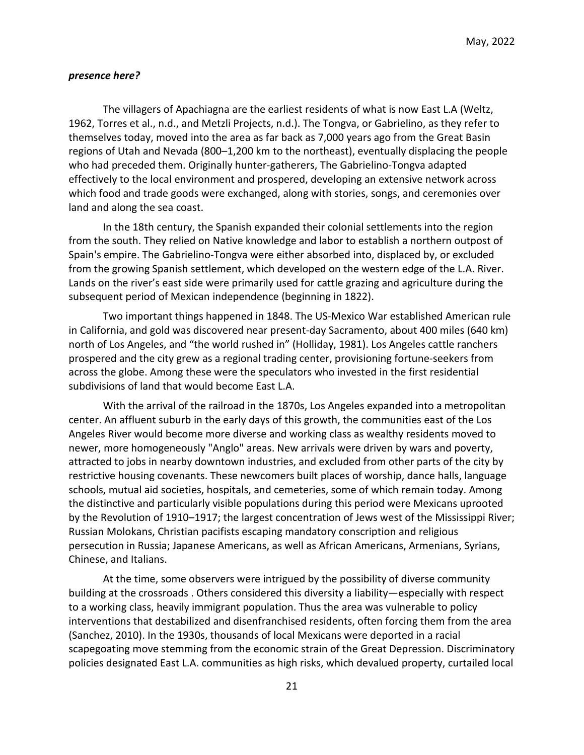***presence here?***

The villagers of Apachiagna are the earliest residents of what is now East L.A (Weltz, 1962, Torres et al., n.d., and Metzli Projects, n.d.). The Tongva, or Gabrielino, as they refer to themselves today, moved into the area as far back as 7,000 years ago from the Great Basin regions of Utah and Nevada (800–1,200 km to the northeast), eventually displacing the people who had preceded them. Originally hunter-gatherers, The Gabrielino-Tongva adapted effectively to the local environment and prospered, developing an extensive network across which food and trade goods were exchanged, along with stories, songs, and ceremonies over land and along the sea coast.

In the 18th century, the Spanish expanded their colonial settlements into the region from the south. They relied on Native knowledge and labor to establish a northern outpost of Spain's empire. The Gabrielino-Tongva were either absorbed into, displaced by, or excluded from the growing Spanish settlement, which developed on the western edge of the L.A. River. Lands on the river's east side were primarily used for cattle grazing and agriculture during the subsequent period of Mexican independence (beginning in 1822).

Two important things happened in 1848. The US-Mexico War established American rule in California, and gold was discovered near present-day Sacramento, about 400 miles (640 km) north of Los Angeles, and "the world rushed in" (Holliday, 1981). Los Angeles cattle ranchers prospered and the city grew as a regional trading center, provisioning fortune-seekers from across the globe. Among these were the speculators who invested in the first residential subdivisions of land that would become East L.A.

With the arrival of the railroad in the 1870s, Los Angeles expanded into a metropolitan center. An affluent suburb in the early days of this growth, the communities east of the Los Angeles River would become more diverse and working class as wealthy residents moved to newer, more homogeneously "Anglo" areas. New arrivals were driven by wars and poverty, attracted to jobs in nearby downtown industries, and excluded from other parts of the city by restrictive housing covenants. These newcomers built places of worship, dance halls, language schools, mutual aid societies, hospitals, and cemeteries, some of which remain today. Among the distinctive and particularly visible populations during this period were Mexicans uprooted by the Revolution of 1910–1917; the largest concentration of Jews west of the Mississippi River; Russian Molokans, Christian pacifists escaping mandatory conscription and religious persecution in Russia; Japanese Americans, as well as African Americans, Armenians, Syrians, Chinese, and Italians.

At the time, some observers were intrigued by the possibility of diverse community building at the crossroads . Others considered this diversity a liability—especially with respect to a working class, heavily immigrant population. Thus the area was vulnerable to policy interventions that destabilized and disenfranchised residents, often forcing them from the area (Sanchez, 2010). In the 1930s, thousands of local Mexicans were deported in a racial scapegoating move stemming from the economic strain of the Great Depression. Discriminatory policies designated East L.A. communities as high risks, which devalued property, curtailed local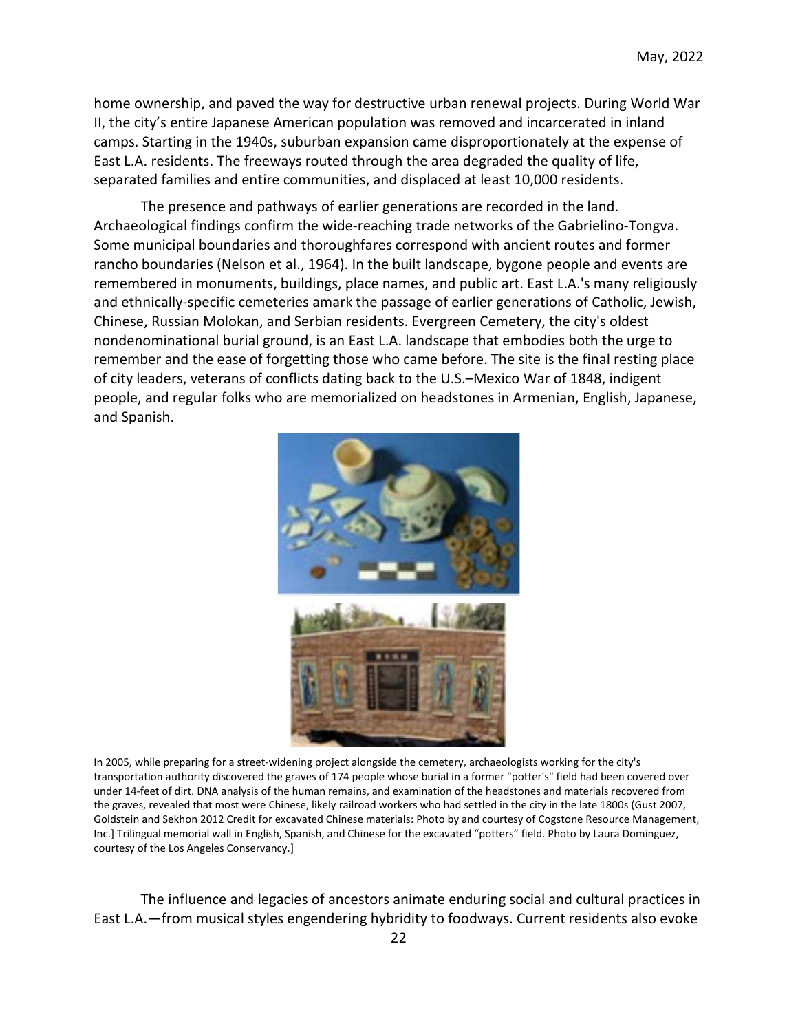home ownership, and paved the way for destructive urban renewal projects. During World War II, the city's entire Japanese American population was removed and incarcerated in inland camps. Starting in the 1940s, suburban expansion came disproportionately at the expense of East L.A. residents. The freeways routed through the area degraded the quality of life, separated families and entire communities, and displaced at least 10,000 residents.

The presence and pathways of earlier generations are recorded in the land. Archaeological findings confirm the wide-reaching trade networks of the Gabrielino-Tongva. Some municipal boundaries and thoroughfares correspond with ancient routes and former rancho boundaries (Nelson et al., 1964). In the built landscape, bygone people and events are remembered in monuments, buildings, place names, and public art. East L.A.'s many religiously and ethnically-specific cemeteries amark the passage of earlier generations of Catholic, Jewish, Chinese, Russian Molokan, and Serbian residents. Evergreen Cemetery, the city's oldest nondenominational burial ground, is an East L.A. landscape that embodies both the urge to remember and the ease of forgetting those who came before. The site is the final resting place of city leaders, veterans of conflicts dating back to the U.S.–Mexico War of 1848, indigent people, and regular folks who are memorialized on headstones in Armenian, English, Japanese, and Spanish.

In 2005, while preparing for a street-widening project alongside the cemetery, archaeologists working for the city's transportation authority discovered the graves of 174 people whose burial in a former "potter's" field had been covered over under 14-feet of dirt. DNA analysis of the human remains, and examination of the headstones and materials recovered from the graves, revealed that most were Chinese, likely railroad workers who had settled in the city in the late 1800s (Gust 2007, Goldstein and Sekhon 2012 Credit for excavated Chinese materials: Photo by and courtesy of Cogstone Resource Management, Inc.] Trilingual memorial wall in English, Spanish, and Chinese for the excavated "potters" field. Photo by Laura Dominguez, courtesy of the Los Angeles Conservancy.]

The influence and legacies of ancestors animate enduring social and cultural practices in East L.A.—from musical styles engendering hybridity to foodways. Current residents also evoke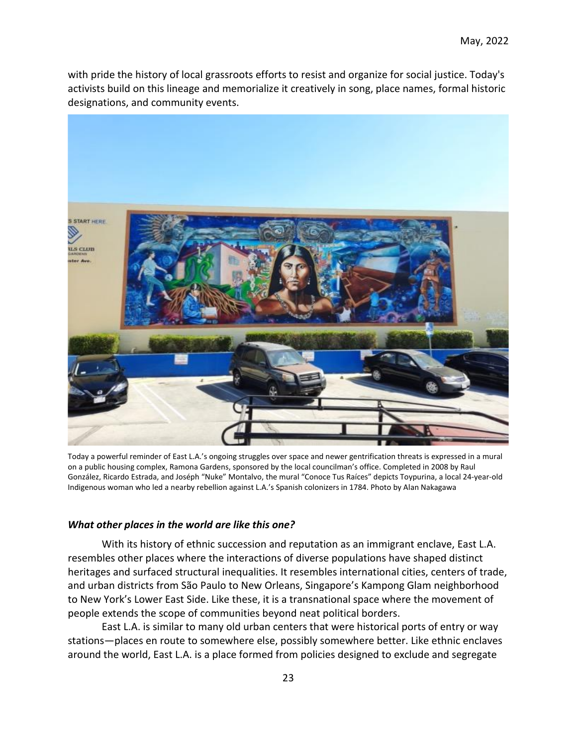with pride the history of local grassroots efforts to resist and organize for social justice. Today's activists build on this lineage and memorialize it creatively in song, place names, formal historic designations, and community events.

Today a powerful reminder of East L.A.'s ongoing struggles over space and newer gentrification threats is expressed in a mural on a public housing complex, Ramona Gardens, sponsored by the local councilman's office. Completed in 2008 by Raul González, Ricardo Estrada, and Joséph "Nuke" Montalvo, the mural "Conoce Tus Raíces" depicts Toypurina, a local 24-year-old Indigenous woman who led a nearby rebellion against L.A.'s Spanish colonizers in 1784. Photo by Alan Nakagawa

### *What other places in the world are like this one?*

With its history of ethnic succession and reputation as an immigrant enclave, East L.A. resembles other places where the interactions of diverse populations have shaped distinct heritages and surfaced structural inequalities. It resembles international cities, centers of trade, and urban districts from São Paulo to New Orleans, Singapore's Kampong Glam neighborhood to New York's Lower East Side. Like these, it is a transnational space where the movement of people extends the scope of communities beyond neat political borders.

East L.A. is similar to many old urban centers that were historical ports of entry or way stations—places en route to somewhere else, possibly somewhere better. Like ethnic enclaves around the world, East L.A. is a place formed from policies designed to exclude and segregate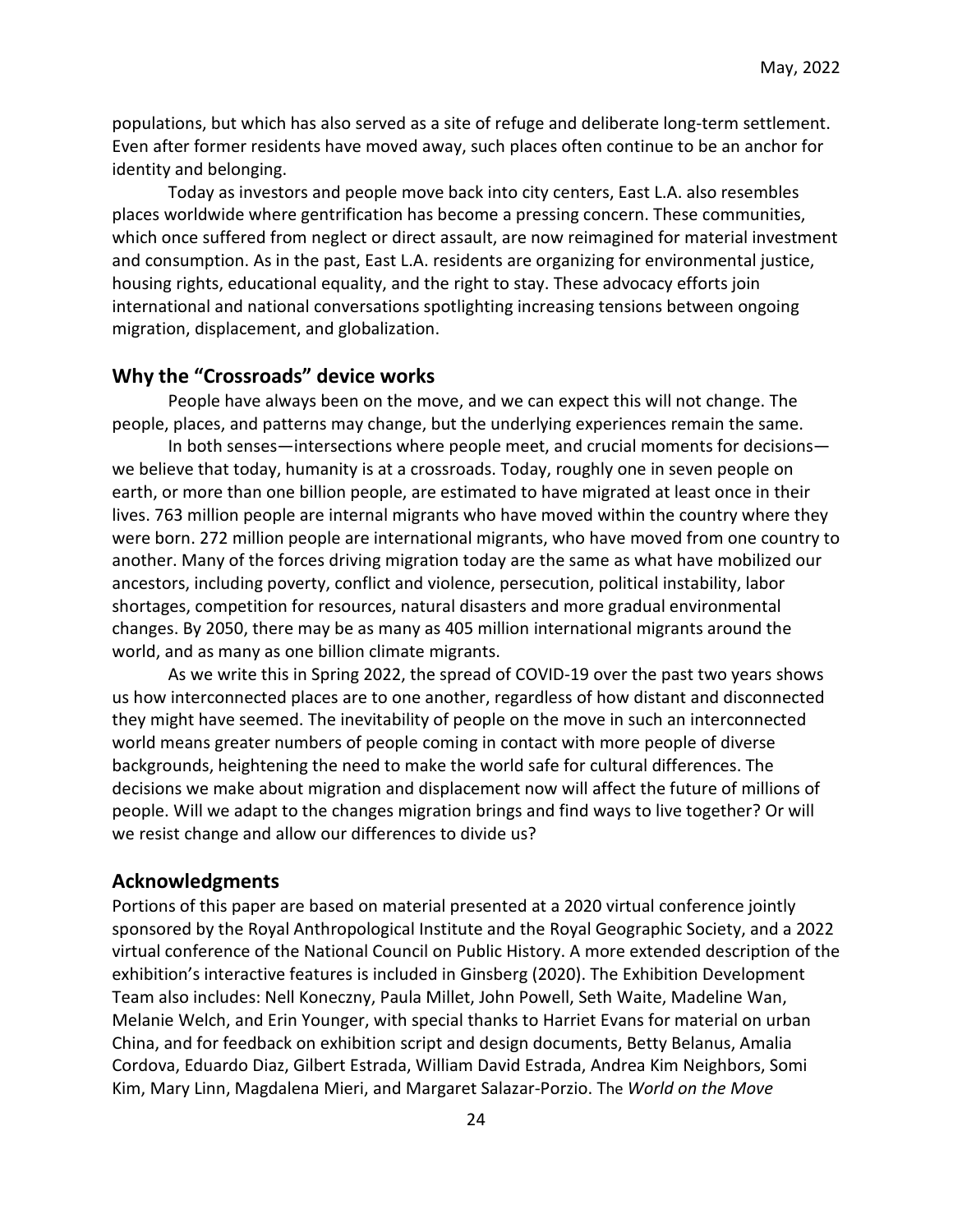populations, but which has also served as a site of refuge and deliberate long-term settlement. Even after former residents have moved away, such places often continue to be an anchor for identity and belonging.

Today as investors and people move back into city centers, East L.A. also resembles places worldwide where gentrification has become a pressing concern. These communities, which once suffered from neglect or direct assault, are now reimagined for material investment and consumption. As in the past, East L.A. residents are organizing for environmental justice, housing rights, educational equality, and the right to stay. These advocacy efforts join international and national conversations spotlighting increasing tensions between ongoing migration, displacement, and globalization.

## Why the "Crossroads" device works

People have always been on the move, and we can expect this will not change. The people, places, and patterns may change, but the underlying experiences remain the same.

In both senses—intersections where people meet, and crucial moments for decisions—we believe that today, humanity is at a crossroads. Today, roughly one in seven people on earth, or more than one billion people, are estimated to have migrated at least once in their lives. 763 million people are internal migrants who have moved within the country where they were born. 272 million people are international migrants, who have moved from one country to another. Many of the forces driving migration today are the same as what have mobilized our ancestors, including poverty, conflict and violence, persecution, political instability, labor shortages, competition for resources, natural disasters and more gradual environmental changes. By 2050, there may be as many as 405 million international migrants around the world, and as many as one billion climate migrants.

As we write this in Spring 2022, the spread of COVID-19 over the past two years shows us how interconnected places are to one another, regardless of how distant and disconnected they might have seemed. The inevitability of people on the move in such an interconnected world means greater numbers of people coming in contact with more people of diverse backgrounds, heightening the need to make the world safe for cultural differences. The decisions we make about migration and displacement now will affect the future of millions of people. Will we adapt to the changes migration brings and find ways to live together? Or will we resist change and allow our differences to divide us?

## Acknowledgments

Portions of this paper are based on material presented at a 2020 virtual conference jointly sponsored by the Royal Anthropological Institute and the Royal Geographic Society, and a 2022 virtual conference of the National Council on Public History. A more extended description of the exhibition's interactive features is included in Ginsberg (2020). The Exhibition Development Team also includes: Nell Koneczny, Paula Millet, John Powell, Seth Waite, Madeline Wan, Melanie Welch, and Erin Younger, with special thanks to Harriet Evans for material on urban China, and for feedback on exhibition script and design documents, Betty Belanus, Amalia Cordova, Eduardo Diaz, Gilbert Estrada, William David Estrada, Andrea Kim Neighbors, Somi Kim, Mary Linn, Magdalena Mieri, and Margaret Salazar-Porzio. The *World on the Move*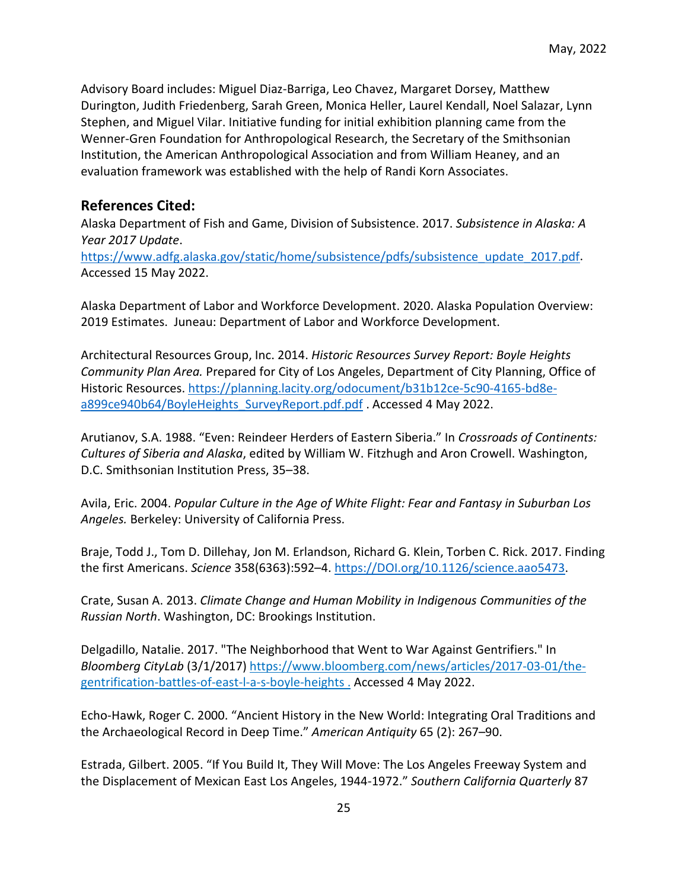Advisory Board includes: Miguel Diaz-Barriga, Leo Chavez, Margaret Dorsey, Matthew Durington, Judith Friedenberg, Sarah Green, Monica Heller, Laurel Kendall, Noel Salazar, Lynn Stephen, and Miguel Vilar. Initiative funding for initial exhibition planning came from the Wenner-Gren Foundation for Anthropological Research, the Secretary of the Smithsonian Institution, the American Anthropological Association and from William Heaney, and an evaluation framework was established with the help of Randi Korn Associates.

## References Cited:

Alaska Department of Fish and Game, Division of Subsistence. 2017. *Subsistence in Alaska: A Year 2017 Update*. https://www.adfg.alaska.gov/static/home/subsistence/pdfs/subsistence_update_2017.pdf. Accessed 15 May 2022.

Alaska Department of Labor and Workforce Development. 2020. Alaska Population Overview: 2019 Estimates. Juneau: Department of Labor and Workforce Development.

Architectural Resources Group, Inc. 2014. *Historic Resources Survey Report: Boyle Heights Community Plan Area.* Prepared for City of Los Angeles, Department of City Planning, Office of Historic Resources. https://planning.lacity.org/odocument/b31b12ce-5c90-4165-bd8e-a899ce940b64/BoyleHeights_SurveyReport.pdf.pdf . Accessed 4 May 2022.

Arutianov, S.A. 1988. "Even: Reindeer Herders of Eastern Siberia." In *Crossroads of Continents: Cultures of Siberia and Alaska*, edited by William W. Fitzhugh and Aron Crowell. Washington, D.C. Smithsonian Institution Press, 35–38.

Avila, Eric. 2004. *Popular Culture in the Age of White Flight: Fear and Fantasy in Suburban Los Angeles.* Berkeley: University of California Press.

Braje, Todd J., Tom D. Dillehay, Jon M. Erlandson, Richard G. Klein, Torben C. Rick. 2017. Finding the first Americans. *Science* 358(6363):592–4. https://DOI.org/10.1126/science.aao5473.

Crate, Susan A. 2013. *Climate Change and Human Mobility in Indigenous Communities of the Russian North*. Washington, DC: Brookings Institution.

Delgadillo, Natalie. 2017. "The Neighborhood that Went to War Against Gentrifiers." In *Bloomberg CityLab* (3/1/2017) https://www.bloomberg.com/news/articles/2017-03-01/the-gentrification-battles-of-east-l-a-s-boyle-heights . Accessed 4 May 2022.

Echo-Hawk, Roger C. 2000. "Ancient History in the New World: Integrating Oral Traditions and the Archaeological Record in Deep Time." *American Antiquity* 65 (2): 267–90.

Estrada, Gilbert. 2005. "If You Build It, They Will Move: The Los Angeles Freeway System and the Displacement of Mexican East Los Angeles, 1944-1972." *Southern California Quarterly* 87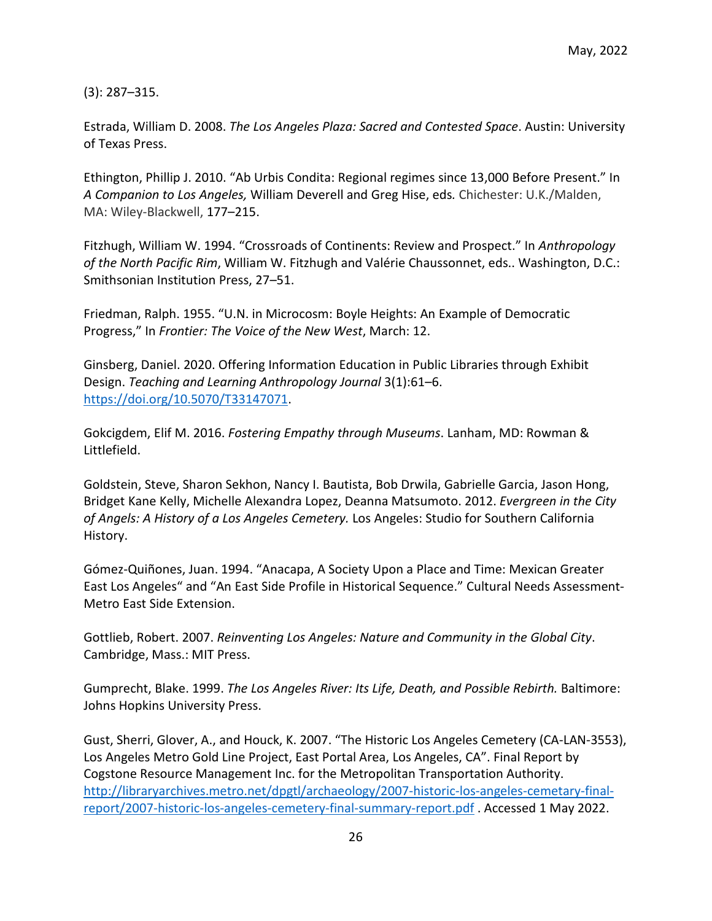(3): 287–315.

Estrada, William D. 2008. *The Los Angeles Plaza: Sacred and Contested Space*. Austin: University of Texas Press.

Ethington, Phillip J. 2010. "Ab Urbis Condita: Regional regimes since 13,000 Before Present." In *A Companion to Los Angeles,* William Deverell and Greg Hise, eds*.* Chichester: U.K./Malden, MA: Wiley-Blackwell, 177–215.

Fitzhugh, William W. 1994. "Crossroads of Continents: Review and Prospect." In *Anthropology of the North Pacific Rim*, William W. Fitzhugh and Valérie Chaussonnet, eds.. Washington, D.C.: Smithsonian Institution Press, 27–51.

Friedman, Ralph. 1955. "U.N. in Microcosm: Boyle Heights: An Example of Democratic Progress," In *Frontier: The Voice of the New West*, March: 12.

Ginsberg, Daniel. 2020. Offering Information Education in Public Libraries through Exhibit Design. *Teaching and Learning Anthropology Journal* 3(1):61–6. [https://doi.org/10.5070/T33147071](https://doi.org/10.5070/T33147071).

Gokcigdem, Elif M. 2016. *Fostering Empathy through Museums*. Lanham, MD: Rowman & Littlefield.

Goldstein, Steve, Sharon Sekhon, Nancy I. Bautista, Bob Drwila, Gabrielle Garcia, Jason Hong, Bridget Kane Kelly, Michelle Alexandra Lopez, Deanna Matsumoto. 2012. *Evergreen in the City of Angels: A History of a Los Angeles Cemetery.* Los Angeles: Studio for Southern California History.

Gómez-Quiñones, Juan. 1994. "Anacapa, A Society Upon a Place and Time: Mexican Greater East Los Angeles" and "An East Side Profile in Historical Sequence." Cultural Needs Assessment-Metro East Side Extension.

Gottlieb, Robert. 2007. *Reinventing Los Angeles: Nature and Community in the Global City*. Cambridge, Mass.: MIT Press.

Gumprecht, Blake. 1999. *The Los Angeles River: Its Life, Death, and Possible Rebirth.* Baltimore: Johns Hopkins University Press.

Gust, Sherri, Glover, A., and Houck, K. 2007. "The Historic Los Angeles Cemetery (CA-LAN-3553), Los Angeles Metro Gold Line Project, East Portal Area, Los Angeles, CA". Final Report by Cogstone Resource Management Inc. for the Metropolitan Transportation Authority. [http://libraryarchives.metro.net/dpgtl/archaeology/2007-historic-los-angeles-cemetary-final-report/2007-historic-los-angeles-cemetery-final-summary-report.pdf](http://libraryarchives.metro.net/dpgtl/archaeology/2007-historic-los-angeles-cemetary-final-report/2007-historic-los-angeles-cemetery-final-summary-report.pdf) . Accessed 1 May 2022.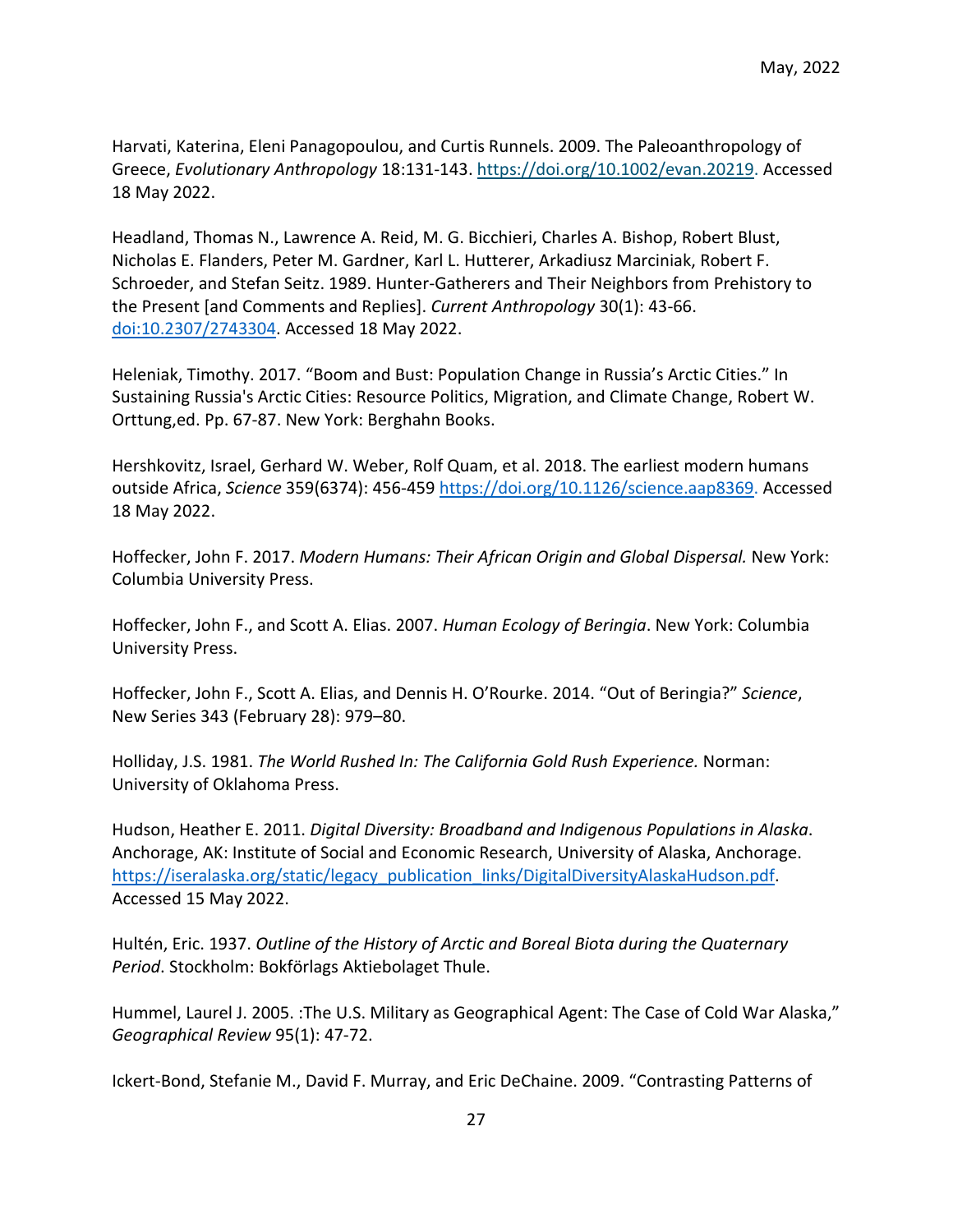Harvati, Katerina, Eleni Panagopoulou, and Curtis Runnels. 2009. The Paleoanthropology of Greece, *Evolutionary Anthropology* 18:131-143. https://doi.org/10.1002/evan.20219. Accessed 18 May 2022.

Headland, Thomas N., Lawrence A. Reid, M. G. Bicchieri, Charles A. Bishop, Robert Blust, Nicholas E. Flanders, Peter M. Gardner, Karl L. Hutterer, Arkadiusz Marciniak, Robert F. Schroeder, and Stefan Seitz. 1989. Hunter-Gatherers and Their Neighbors from Prehistory to the Present [and Comments and Replies]. *Current Anthropology* 30(1): 43-66. doi:10.2307/2743304. Accessed 18 May 2022.

Heleniak, Timothy. 2017. "Boom and Bust: Population Change in Russia's Arctic Cities." In Sustaining Russia's Arctic Cities: Resource Politics, Migration, and Climate Change, Robert W. Orttung,ed. Pp. 67-87. New York: Berghahn Books.

Hershkovitz, Israel, Gerhard W. Weber, Rolf Quam, et al. 2018. The earliest modern humans outside Africa, *Science* 359(6374): 456-459 https://doi.org/10.1126/science.aap8369. Accessed 18 May 2022.

Hoffecker, John F. 2017. *Modern Humans: Their African Origin and Global Dispersal.* New York: Columbia University Press.

Hoffecker, John F., and Scott A. Elias. 2007. *Human Ecology of Beringia*. New York: Columbia University Press.

Hoffecker, John F., Scott A. Elias, and Dennis H. O'Rourke. 2014. "Out of Beringia?" *Science*, New Series 343 (February 28): 979–80.

Holliday, J.S. 1981. *The World Rushed In: The California Gold Rush Experience.* Norman: University of Oklahoma Press.

Hudson, Heather E. 2011. *Digital Diversity: Broadband and Indigenous Populations in Alaska*. Anchorage, AK: Institute of Social and Economic Research, University of Alaska, Anchorage. https://iseralaska.org/static/legacy_publication_links/DigitalDiversityAlaskaHudson.pdf. Accessed 15 May 2022.

Hultén, Eric. 1937. *Outline of the History of Arctic and Boreal Biota during the Quaternary Period*. Stockholm: Bokförlags Aktiebolaget Thule.

Hummel, Laurel J. 2005. :The U.S. Military as Geographical Agent: The Case of Cold War Alaska," *Geographical Review* 95(1): 47-72.

Ickert-Bond, Stefanie M., David F. Murray, and Eric DeChaine. 2009. "Contrasting Patterns of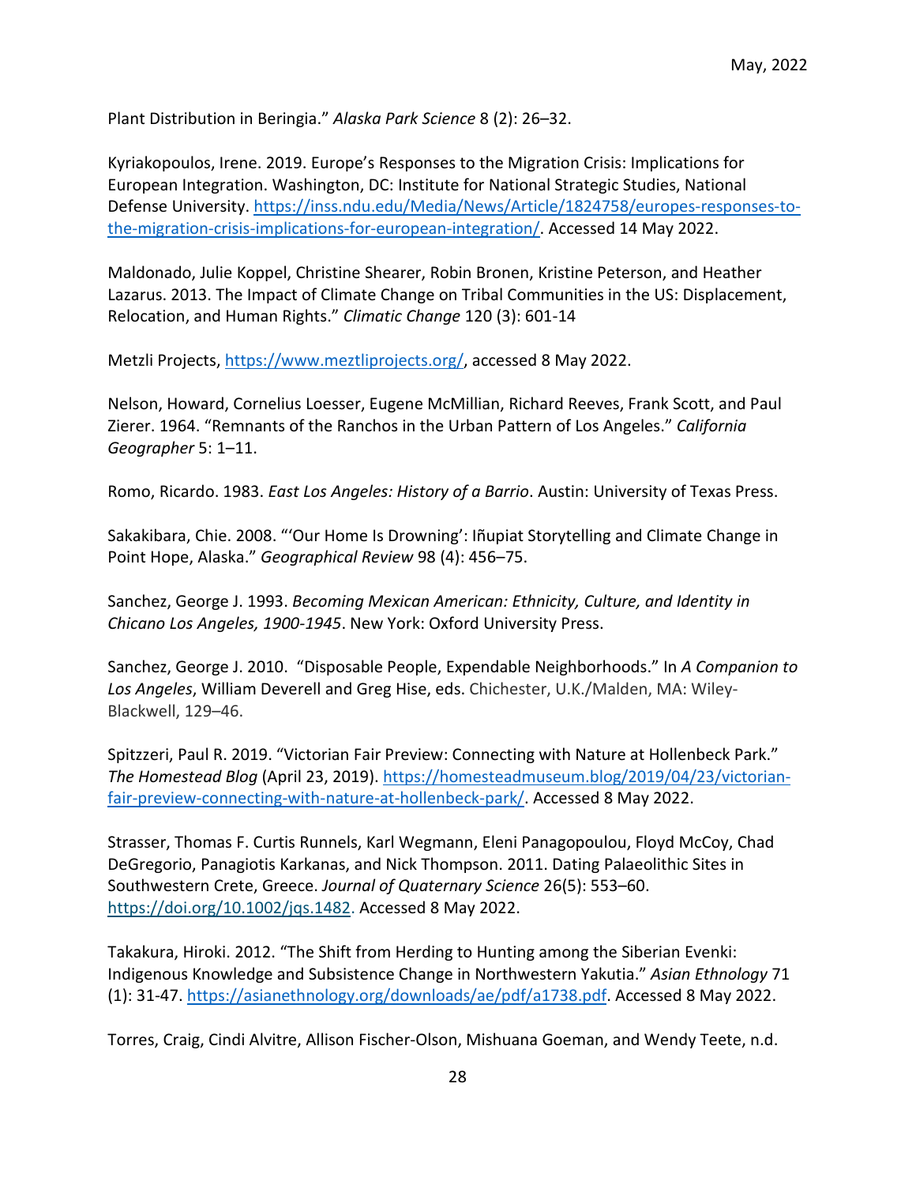Plant Distribution in Beringia." *Alaska Park Science* 8 (2): 26–32.

Kyriakopoulos, Irene. 2019. Europe's Responses to the Migration Crisis: Implications for European Integration. Washington, DC: Institute for National Strategic Studies, National Defense University. https://inss.ndu.edu/Media/News/Article/1824758/europes-responses-to-the-migration-crisis-implications-for-european-integration/. Accessed 14 May 2022.

Maldonado, Julie Koppel, Christine Shearer, Robin Bronen, Kristine Peterson, and Heather Lazarus. 2013. The Impact of Climate Change on Tribal Communities in the US: Displacement, Relocation, and Human Rights." *Climatic Change* 120 (3): 601-14

Metzli Projects, https://www.meztliprojects.org/, accessed 8 May 2022.

Nelson, Howard, Cornelius Loesser, Eugene McMillian, Richard Reeves, Frank Scott, and Paul Zierer. 1964. "Remnants of the Ranchos in the Urban Pattern of Los Angeles." *California Geographer* 5: 1–11.

Romo, Ricardo. 1983. *East Los Angeles: History of a Barrio*. Austin: University of Texas Press.

Sakakibara, Chie. 2008. "'Our Home Is Drowning': Iñupiat Storytelling and Climate Change in Point Hope, Alaska." *Geographical Review* 98 (4): 456–75.

Sanchez, George J. 1993. *Becoming Mexican American: Ethnicity, Culture, and Identity in Chicano Los Angeles, 1900-1945*. New York: Oxford University Press.

Sanchez, George J. 2010. "Disposable People, Expendable Neighborhoods." In *A Companion to Los Angeles*, William Deverell and Greg Hise, eds. Chichester, U.K./Malden, MA: Wiley-Blackwell, 129–46.

Spitzzeri, Paul R. 2019. "Victorian Fair Preview: Connecting with Nature at Hollenbeck Park." *The Homestead Blog* (April 23, 2019). https://homesteadmuseum.blog/2019/04/23/victorian-fair-preview-connecting-with-nature-at-hollenbeck-park/. Accessed 8 May 2022.

Strasser, Thomas F. Curtis Runnels, Karl Wegmann, Eleni Panagopoulou, Floyd McCoy, Chad DeGregorio, Panagiotis Karkanas, and Nick Thompson. 2011. Dating Palaeolithic Sites in Southwestern Crete, Greece. *Journal of Quaternary Science* 26(5): 553–60. https://doi.org/10.1002/jqs.1482. Accessed 8 May 2022.

Takakura, Hiroki. 2012. "The Shift from Herding to Hunting among the Siberian Evenki: Indigenous Knowledge and Subsistence Change in Northwestern Yakutia." *Asian Ethnology* 71 (1): 31-47. https://asianethnology.org/downloads/ae/pdf/a1738.pdf. Accessed 8 May 2022.

Torres, Craig, Cindi Alvitre, Allison Fischer-Olson, Mishuana Goeman, and Wendy Teete, n.d.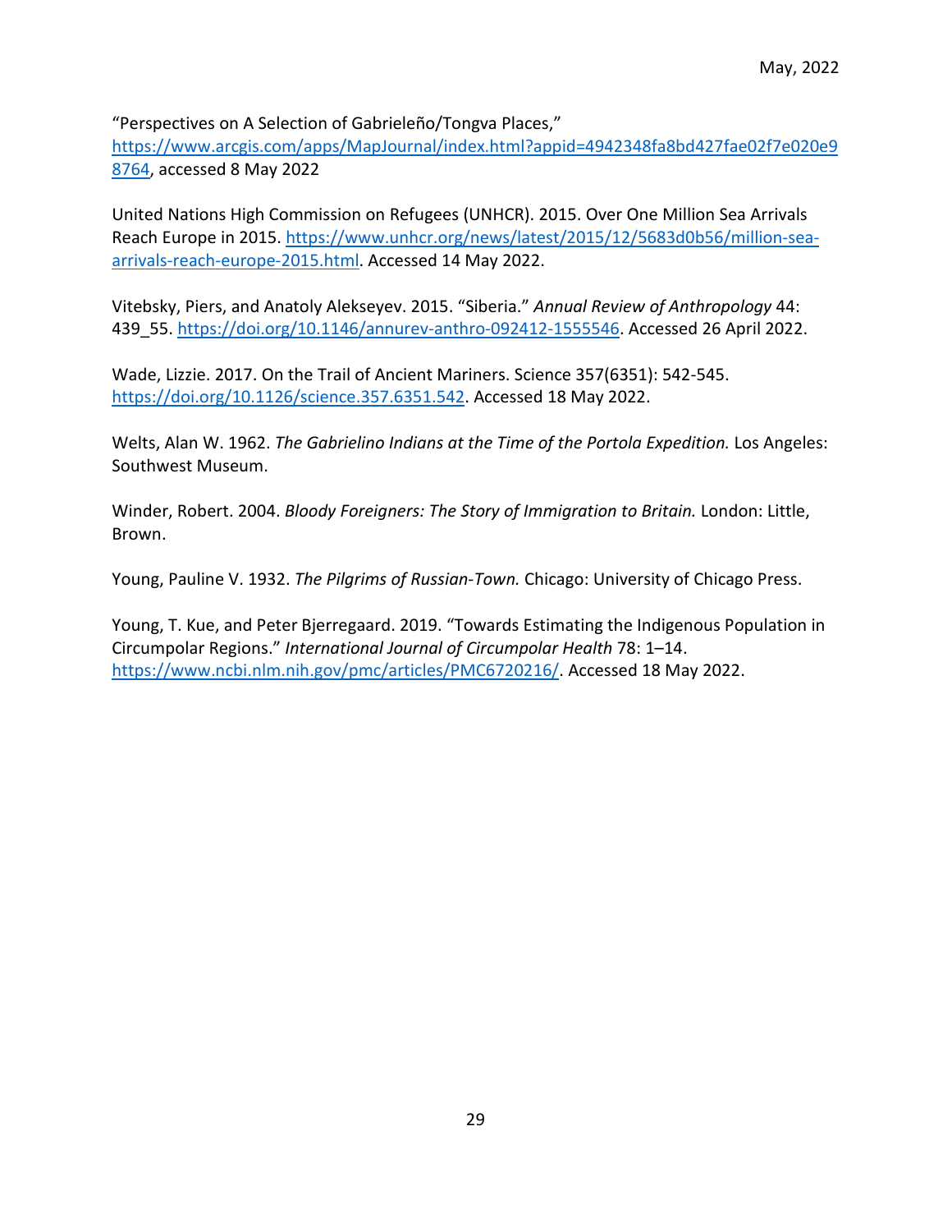"Perspectives on A Selection of Gabrieleño/Tongva Places," https://www.arcgis.com/apps/MapJournal/index.html?appid=4942348fa8bd427fae02f7e020e98764, accessed 8 May 2022

United Nations High Commission on Refugees (UNHCR). 2015. Over One Million Sea Arrivals Reach Europe in 2015. https://www.unhcr.org/news/latest/2015/12/5683d0b56/million-sea-arrivals-reach-europe-2015.html. Accessed 14 May 2022.

Vitebsky, Piers, and Anatoly Alekseyev. 2015. "Siberia." *Annual Review of Anthropology* 44: 439_55. https://doi.org/10.1146/annurev-anthro-092412-1555546. Accessed 26 April 2022.

Wade, Lizzie. 2017. On the Trail of Ancient Mariners. Science 357(6351): 542-545. https://doi.org/10.1126/science.357.6351.542. Accessed 18 May 2022.

Welts, Alan W. 1962. *The Gabrielino Indians at the Time of the Portola Expedition.* Los Angeles: Southwest Museum.

Winder, Robert. 2004. *Bloody Foreigners: The Story of Immigration to Britain.* London: Little, Brown.

Young, Pauline V. 1932. *The Pilgrims of Russian-Town.* Chicago: University of Chicago Press.

Young, T. Kue, and Peter Bjerregaard. 2019. "Towards Estimating the Indigenous Population in Circumpolar Regions." *International Journal of Circumpolar Health* 78: 1–14. https://www.ncbi.nlm.nih.gov/pmc/articles/PMC6720216/. Accessed 18 May 2022.